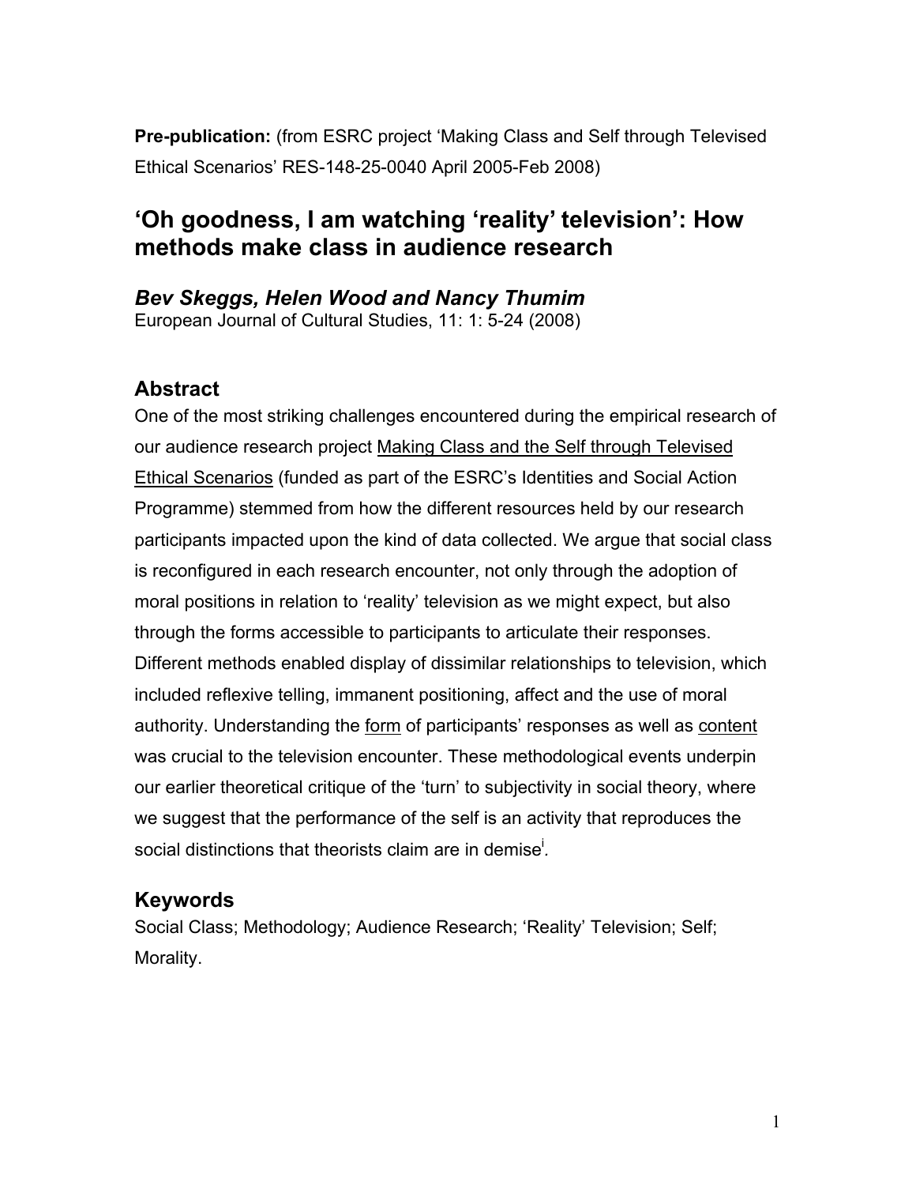**Pre-publication:** (from ESRC project 'Making Class and Self through Televised Ethical Scenarios' RES-148-25-0040 April 2005-Feb 2008)

# 'Oh goodness, I am watching 'reality' television': How methods make class in audience research

***Bev Skeggs, Helen Wood and Nancy Thumim***

European Journal of Cultural Studies, 11: 1: 5-24 (2008)

## Abstract

One of the most striking challenges encountered during the empirical research of our audience research project Making Class and the Self through Televised Ethical Scenarios (funded as part of the ESRC's Identities and Social Action Programme) stemmed from how the different resources held by our research participants impacted upon the kind of data collected. We argue that social class is reconfigured in each research encounter, not only through the adoption of moral positions in relation to 'reality' television as we might expect, but also through the forms accessible to participants to articulate their responses. Different methods enabled display of dissimilar relationships to television, which included reflexive telling, immanent positioning, affect and the use of moral authority. Understanding the form of participants' responses as well as content was crucial to the television encounter. These methodological events underpin our earlier theoretical critique of the 'turn' to subjectivity in social theory, where we suggest that the performance of the self is an activity that reproduces the social distinctions that theorists claim are in demise[i].

## Keywords

Social Class; Methodology; Audience Research; 'Reality' Television; Self; Morality.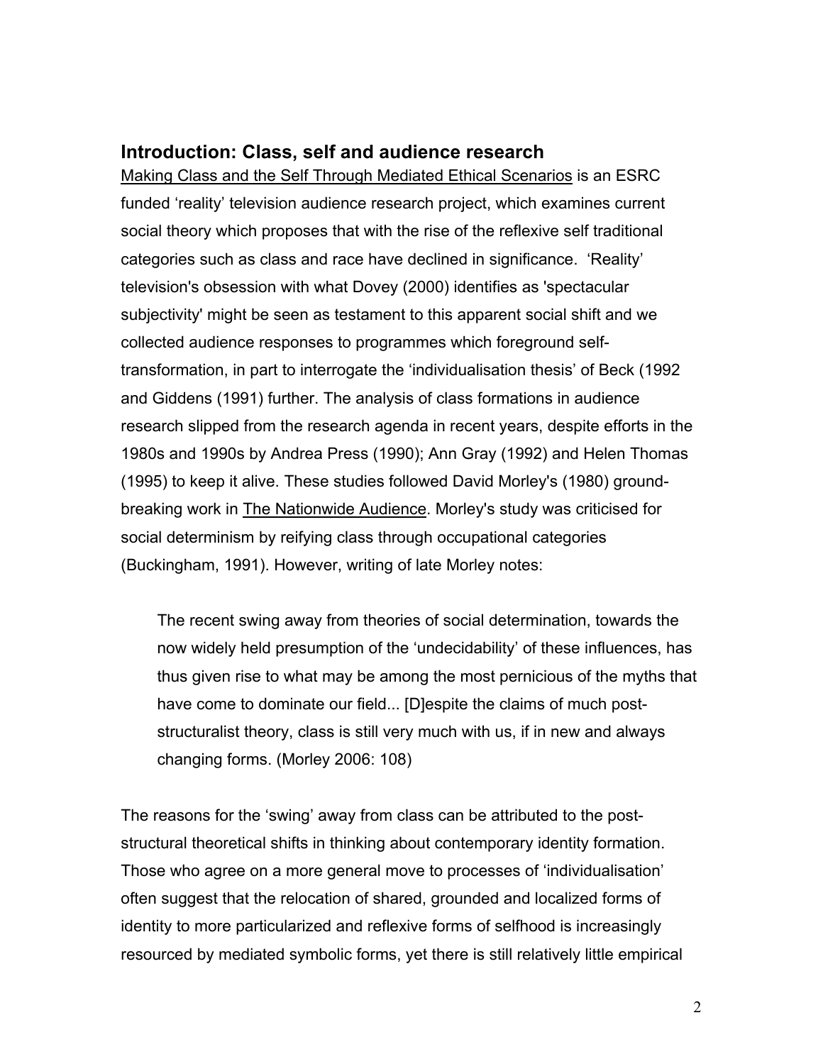## Introduction: Class, self and audience research

Making Class and the Self Through Mediated Ethical Scenarios is an ESRC funded 'reality' television audience research project, which examines current social theory which proposes that with the rise of the reflexive self traditional categories such as class and race have declined in significance. 'Reality' television's obsession with what Dovey (2000) identifies as 'spectacular subjectivity' might be seen as testament to this apparent social shift and we collected audience responses to programmes which foreground self-transformation, in part to interrogate the 'individualisation thesis' of Beck (1992 and Giddens (1991) further. The analysis of class formations in audience research slipped from the research agenda in recent years, despite efforts in the 1980s and 1990s by Andrea Press (1990); Ann Gray (1992) and Helen Thomas (1995) to keep it alive. These studies followed David Morley's (1980) ground-breaking work in The Nationwide Audience. Morley's study was criticised for social determinism by reifying class through occupational categories (Buckingham, 1991). However, writing of late Morley notes:

> The recent swing away from theories of social determination, towards the now widely held presumption of the 'undecidability' of these influences, has thus given rise to what may be among the most pernicious of the myths that have come to dominate our field... [D]espite the claims of much post-structuralist theory, class is still very much with us, if in new and always changing forms. (Morley 2006: 108)

The reasons for the 'swing' away from class can be attributed to the post-structural theoretical shifts in thinking about contemporary identity formation. Those who agree on a more general move to processes of 'individualisation' often suggest that the relocation of shared, grounded and localized forms of identity to more particularized and reflexive forms of selfhood is increasingly resourced by mediated symbolic forms, yet there is still relatively little empirical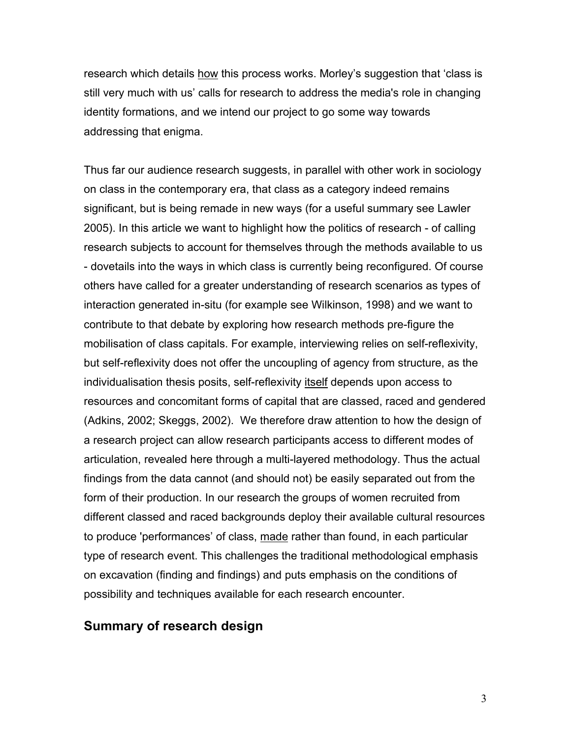research which details <u>how</u> this process works. Morley's suggestion that 'class is still very much with us' calls for research to address the media's role in changing identity formations, and we intend our project to go some way towards addressing that enigma.

Thus far our audience research suggests, in parallel with other work in sociology on class in the contemporary era, that class as a category indeed remains significant, but is being remade in new ways (for a useful summary see Lawler 2005). In this article we want to highlight how the politics of research - of calling research subjects to account for themselves through the methods available to us - dovetails into the ways in which class is currently being reconfigured. Of course others have called for a greater understanding of research scenarios as types of interaction generated in-situ (for example see Wilkinson, 1998) and we want to contribute to that debate by exploring how research methods pre-figure the mobilisation of class capitals. For example, interviewing relies on self-reflexivity, but self-reflexivity does not offer the uncoupling of agency from structure, as the individualisation thesis posits, self-reflexivity <u>itself</u> depends upon access to resources and concomitant forms of capital that are classed, raced and gendered (Adkins, 2002; Skeggs, 2002). We therefore draw attention to how the design of a research project can allow research participants access to different modes of articulation, revealed here through a multi-layered methodology. Thus the actual findings from the data cannot (and should not) be easily separated out from the form of their production. In our research the groups of women recruited from different classed and raced backgrounds deploy their available cultural resources to produce 'performances' of class, <u>made</u> rather than found, in each particular type of research event. This challenges the traditional methodological emphasis on excavation (finding and findings) and puts emphasis on the conditions of possibility and techniques available for each research encounter.

## Summary of research design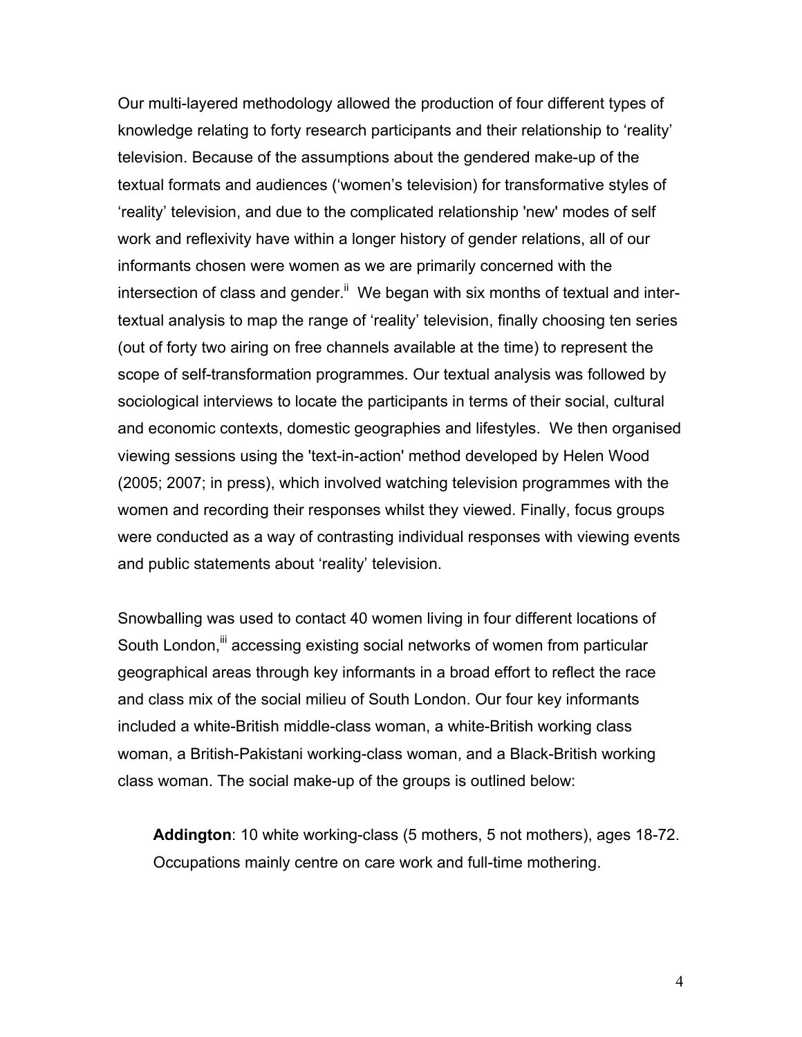Our multi-layered methodology allowed the production of four different types of knowledge relating to forty research participants and their relationship to 'reality' television. Because of the assumptions about the gendered make-up of the textual formats and audiences ('women's television) for transformative styles of 'reality' television, and due to the complicated relationship 'new' modes of self work and reflexivity have within a longer history of gender relations, all of our informants chosen were women as we are primarily concerned with the intersection of class and gender.[ii] We began with six months of textual and inter-textual analysis to map the range of 'reality' television, finally choosing ten series (out of forty two airing on free channels available at the time) to represent the scope of self-transformation programmes. Our textual analysis was followed by sociological interviews to locate the participants in terms of their social, cultural and economic contexts, domestic geographies and lifestyles. We then organised viewing sessions using the 'text-in-action' method developed by Helen Wood (2005; 2007; in press), which involved watching television programmes with the women and recording their responses whilst they viewed. Finally, focus groups were conducted as a way of contrasting individual responses with viewing events and public statements about 'reality' television.

Snowballing was used to contact 40 women living in four different locations of South London,[iii] accessing existing social networks of women from particular geographical areas through key informants in a broad effort to reflect the race and class mix of the social milieu of South London. Our four key informants included a white-British middle-class woman, a white-British working class woman, a British-Pakistani working-class woman, and a Black-British working class woman. The social make-up of the groups is outlined below:

> **Addington**: 10 white working-class (5 mothers, 5 not mothers), ages 18-72. Occupations mainly centre on care work and full-time mothering.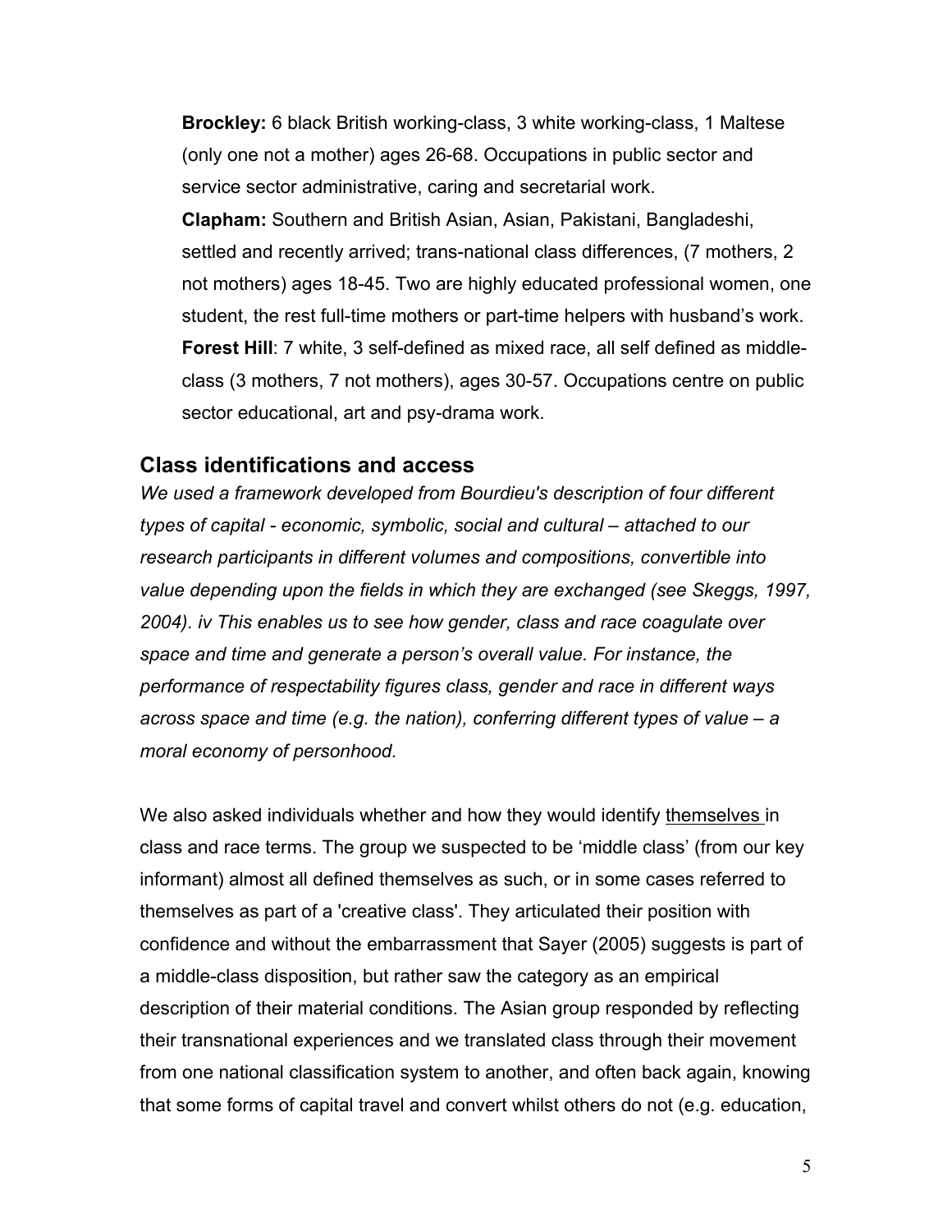**Brockley:** 6 black British working-class, 3 white working-class, 1 Maltese (only one not a mother) ages 26-68. Occupations in public sector and service sector administrative, caring and secretarial work.

**Clapham:** Southern and British Asian, Asian, Pakistani, Bangladeshi, settled and recently arrived; trans-national class differences, (7 mothers, 2 not mothers) ages 18-45. Two are highly educated professional women, one student, the rest full-time mothers or part-time helpers with husband's work.

**Forest Hill**: 7 white, 3 self-defined as mixed race, all self defined as middle-class (3 mothers, 7 not mothers), ages 30-57. Occupations centre on public sector educational, art and psy-drama work.

## Class identifications and access

*We used a framework developed from Bourdieu's description of four different types of capital - economic, symbolic, social and cultural – attached to our research participants in different volumes and compositions, convertible into value depending upon the fields in which they are exchanged (see Skeggs, 1997, 2004). iv This enables us to see how gender, class and race coagulate over space and time and generate a person's overall value. For instance, the performance of respectability figures class, gender and race in different ways across space and time (e.g. the nation), conferring different types of value – a moral economy of personhood.*

We also asked individuals whether and how they would identify themselves in class and race terms. The group we suspected to be 'middle class' (from our key informant) almost all defined themselves as such, or in some cases referred to themselves as part of a 'creative class'. They articulated their position with confidence and without the embarrassment that Sayer (2005) suggests is part of a middle-class disposition, but rather saw the category as an empirical description of their material conditions. The Asian group responded by reflecting their transnational experiences and we translated class through their movement from one national classification system to another, and often back again, knowing that some forms of capital travel and convert whilst others do not (e.g. education,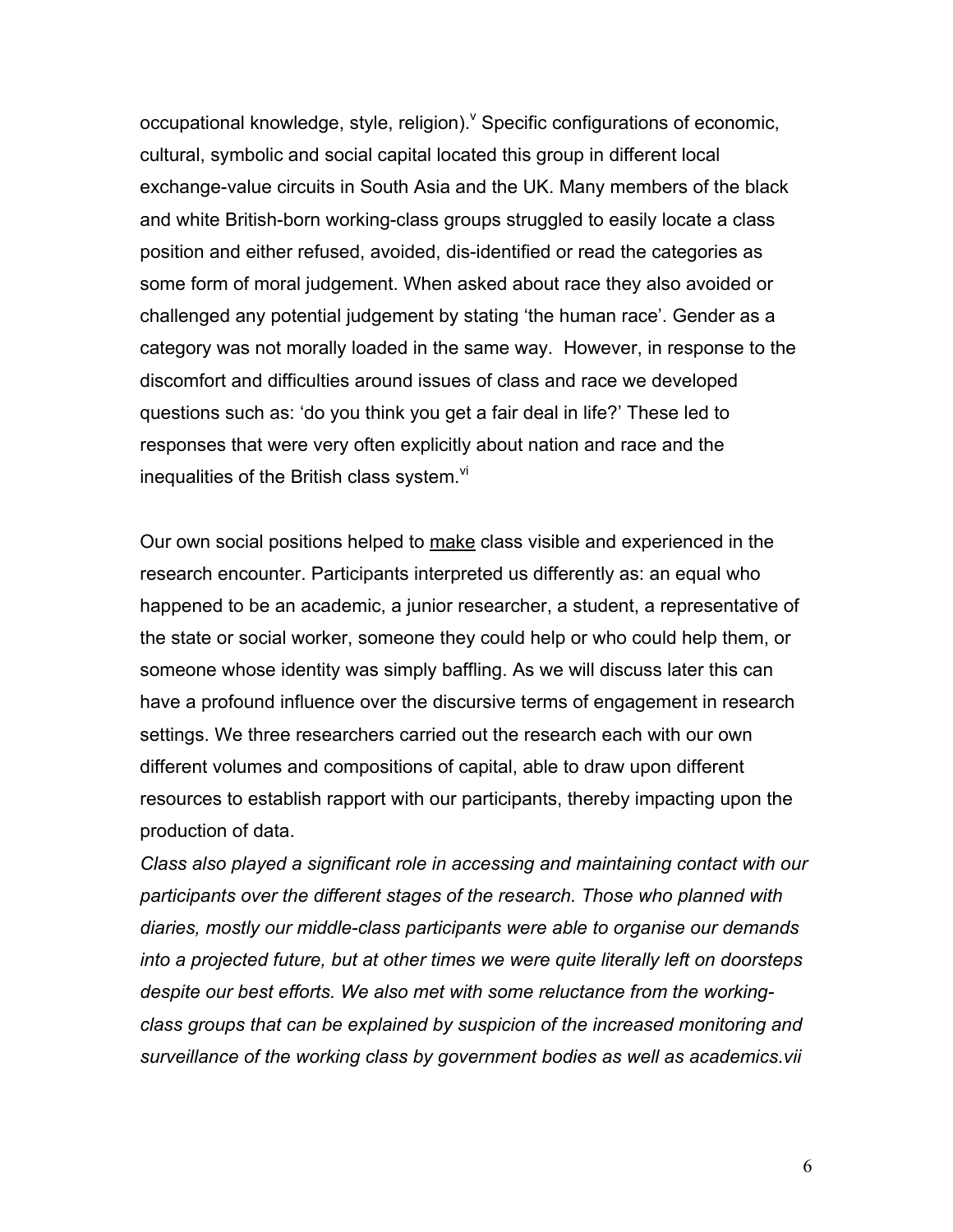occupational knowledge, style, religion).[v] Specific configurations of economic, cultural, symbolic and social capital located this group in different local exchange-value circuits in South Asia and the UK. Many members of the black and white British-born working-class groups struggled to easily locate a class position and either refused, avoided, dis-identified or read the categories as some form of moral judgement. When asked about race they also avoided or challenged any potential judgement by stating 'the human race'. Gender as a category was not morally loaded in the same way. However, in response to the discomfort and difficulties around issues of class and race we developed questions such as: 'do you think you get a fair deal in life?' These led to responses that were very often explicitly about nation and race and the inequalities of the British class system.[vi]

Our own social positions helped to <u>make</u> class visible and experienced in the research encounter. Participants interpreted us differently as: an equal who happened to be an academic, a junior researcher, a student, a representative of the state or social worker, someone they could help or who could help them, or someone whose identity was simply baffling. As we will discuss later this can have a profound influence over the discursive terms of engagement in research settings. We three researchers carried out the research each with our own different volumes and compositions of capital, able to draw upon different resources to establish rapport with our participants, thereby impacting upon the production of data.

*Class also played a significant role in accessing and maintaining contact with our participants over the different stages of the research. Those who planned with diaries, mostly our middle-class participants were able to organise our demands into a projected future, but at other times we were quite literally left on doorsteps despite our best efforts. We also met with some reluctance from the working-class groups that can be explained by suspicion of the increased monitoring and surveillance of the working class by government bodies as well as academics.vii*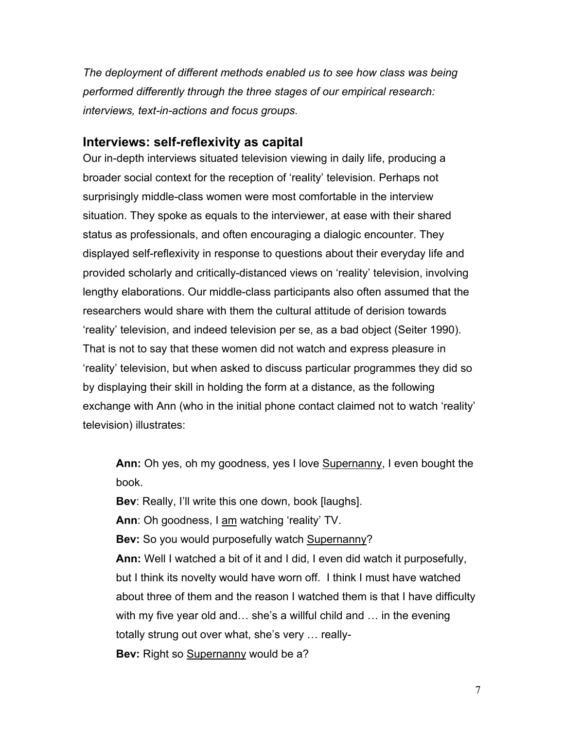*The deployment of different methods enabled us to see how class was being performed differently through the three stages of our empirical research: interviews, text-in-actions and focus groups.*

## Interviews: self-reflexivity as capital

Our in-depth interviews situated television viewing in daily life, producing a broader social context for the reception of 'reality' television. Perhaps not surprisingly middle-class women were most comfortable in the interview situation. They spoke as equals to the interviewer, at ease with their shared status as professionals, and often encouraging a dialogic encounter. They displayed self-reflexivity in response to questions about their everyday life and provided scholarly and critically-distanced views on 'reality' television, involving lengthy elaborations. Our middle-class participants also often assumed that the researchers would share with them the cultural attitude of derision towards 'reality' television, and indeed television per se, as a bad object (Seiter 1990). That is not to say that these women did not watch and express pleasure in 'reality' television, but when asked to discuss particular programmes they did so by displaying their skill in holding the form at a distance, as the following exchange with Ann (who in the initial phone contact claimed not to watch 'reality' television) illustrates:

> **Ann:** Oh yes, oh my goodness, yes I love Supernanny, I even bought the book.
>
> **Bev**: Really, I'll write this one down, book [laughs].
>
> **Ann**: Oh goodness, I am watching 'reality' TV.
>
> **Bev:** So you would purposefully watch Supernanny?
>
> **Ann:** Well I watched a bit of it and I did, I even did watch it purposefully, but I think its novelty would have worn off. I think I must have watched about three of them and the reason I watched them is that I have difficulty with my five year old and… she's a willful child and … in the evening totally strung out over what, she's very … really-
>
> **Bev:** Right so Supernanny would be a?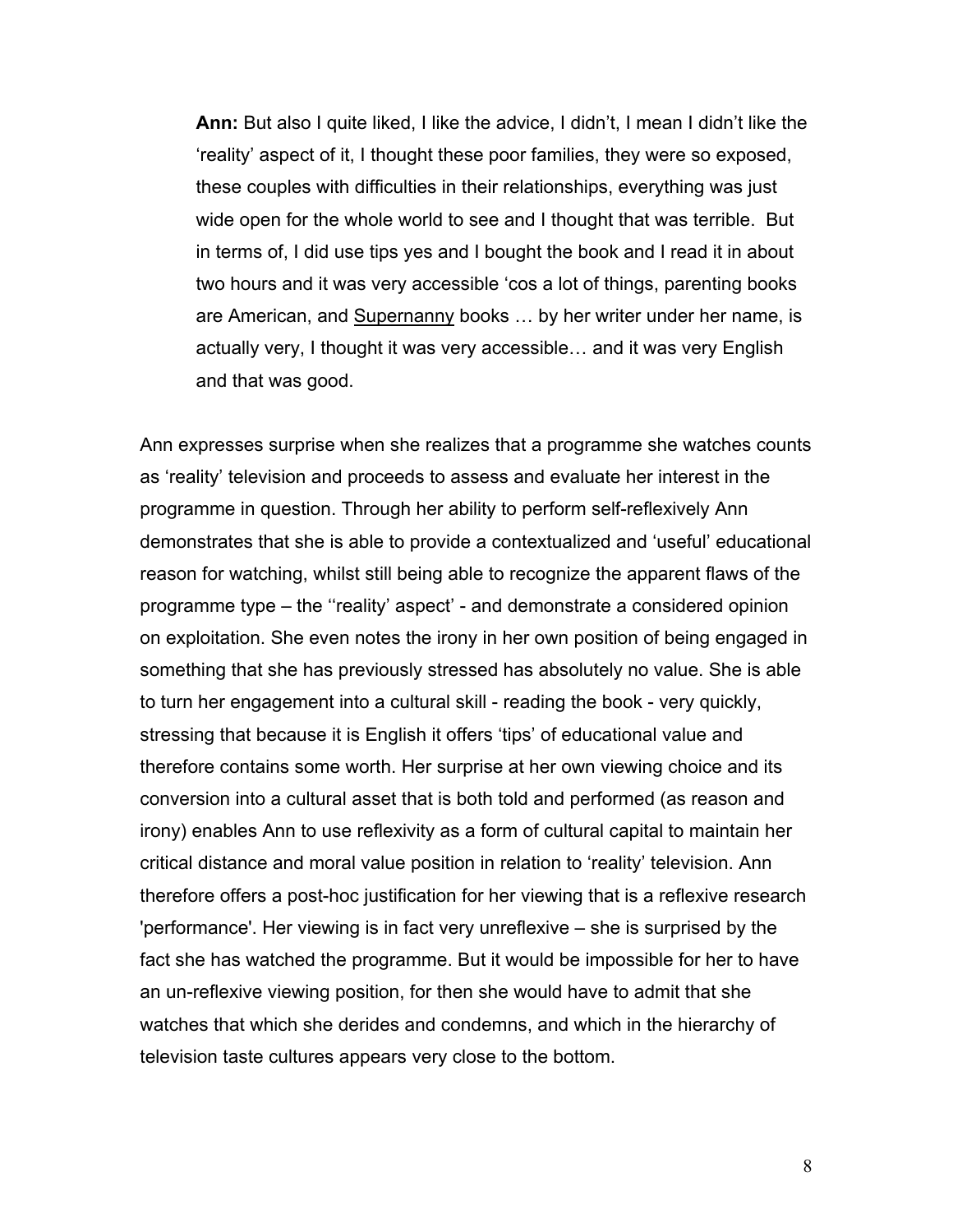> **Ann:** But also I quite liked, I like the advice, I didn't, I mean I didn't like the 'reality' aspect of it, I thought these poor families, they were so exposed, these couples with difficulties in their relationships, everything was just wide open for the whole world to see and I thought that was terrible. But in terms of, I did use tips yes and I bought the book and I read it in about two hours and it was very accessible 'cos a lot of things, parenting books are American, and <u>Supernanny</u> books … by her writer under her name, is actually very, I thought it was very accessible… and it was very English and that was good.

Ann expresses surprise when she realizes that a programme she watches counts as 'reality' television and proceeds to assess and evaluate her interest in the programme in question. Through her ability to perform self-reflexively Ann demonstrates that she is able to provide a contextualized and 'useful' educational reason for watching, whilst still being able to recognize the apparent flaws of the programme type – the ''reality' aspect' - and demonstrate a considered opinion on exploitation. She even notes the irony in her own position of being engaged in something that she has previously stressed has absolutely no value. She is able to turn her engagement into a cultural skill - reading the book - very quickly, stressing that because it is English it offers 'tips' of educational value and therefore contains some worth. Her surprise at her own viewing choice and its conversion into a cultural asset that is both told and performed (as reason and irony) enables Ann to use reflexivity as a form of cultural capital to maintain her critical distance and moral value position in relation to 'reality' television. Ann therefore offers a post-hoc justification for her viewing that is a reflexive research 'performance'. Her viewing is in fact very unreflexive – she is surprised by the fact she has watched the programme. But it would be impossible for her to have an un-reflexive viewing position, for then she would have to admit that she watches that which she derides and condemns, and which in the hierarchy of television taste cultures appears very close to the bottom.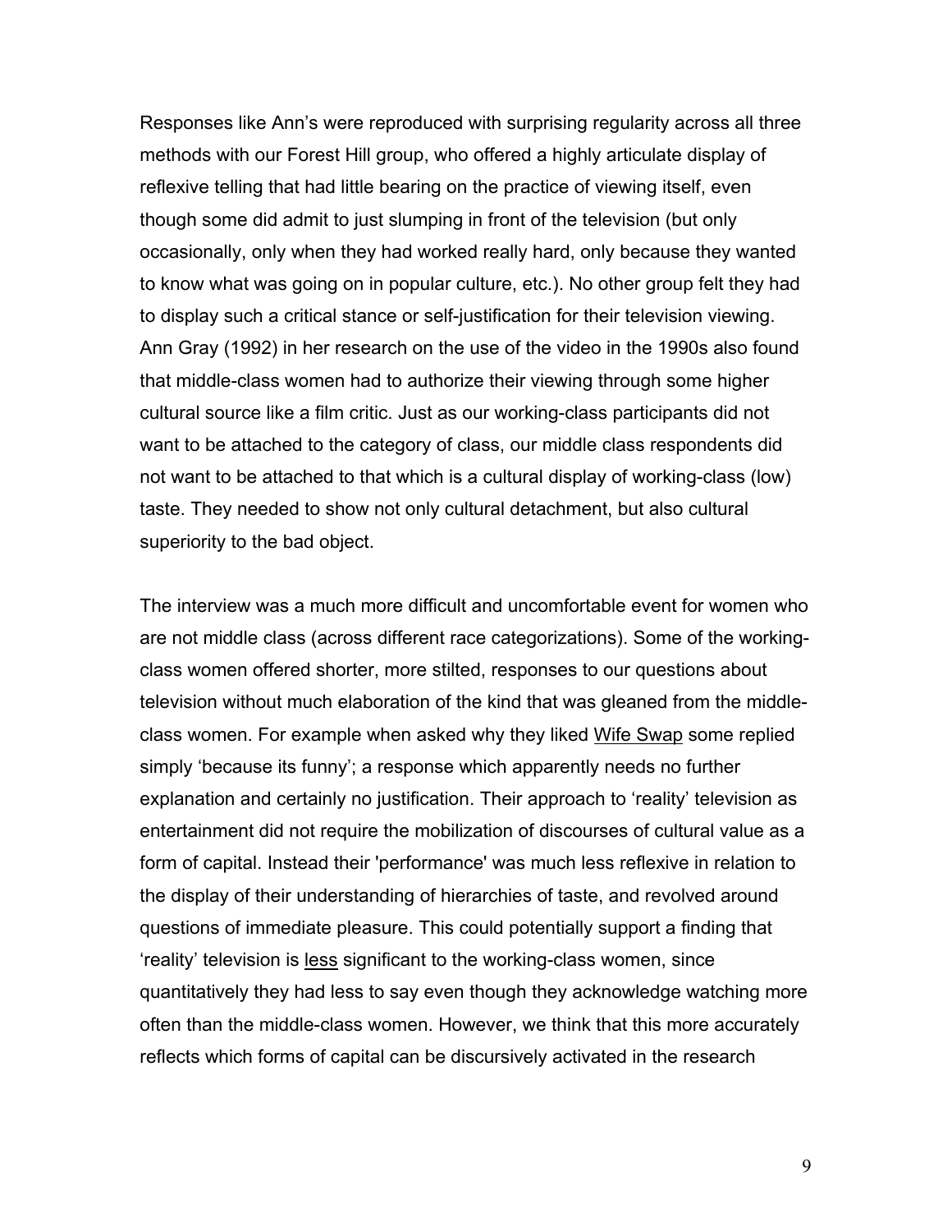Responses like Ann's were reproduced with surprising regularity across all three methods with our Forest Hill group, who offered a highly articulate display of reflexive telling that had little bearing on the practice of viewing itself, even though some did admit to just slumping in front of the television (but only occasionally, only when they had worked really hard, only because they wanted to know what was going on in popular culture, etc.). No other group felt they had to display such a critical stance or self-justification for their television viewing. Ann Gray (1992) in her research on the use of the video in the 1990s also found that middle-class women had to authorize their viewing through some higher cultural source like a film critic. Just as our working-class participants did not want to be attached to the category of class, our middle class respondents did not want to be attached to that which is a cultural display of working-class (low) taste. They needed to show not only cultural detachment, but also cultural superiority to the bad object.

The interview was a much more difficult and uncomfortable event for women who are not middle class (across different race categorizations). Some of the working-class women offered shorter, more stilted, responses to our questions about television without much elaboration of the kind that was gleaned from the middle-class women. For example when asked why they liked <u>Wife Swap</u> some replied simply 'because its funny'; a response which apparently needs no further explanation and certainly no justification. Their approach to 'reality' television as entertainment did not require the mobilization of discourses of cultural value as a form of capital. Instead their 'performance' was much less reflexive in relation to the display of their understanding of hierarchies of taste, and revolved around questions of immediate pleasure. This could potentially support a finding that 'reality' television is <u>less</u> significant to the working-class women, since quantitatively they had less to say even though they acknowledge watching more often than the middle-class women. However, we think that this more accurately reflects which forms of capital can be discursively activated in the research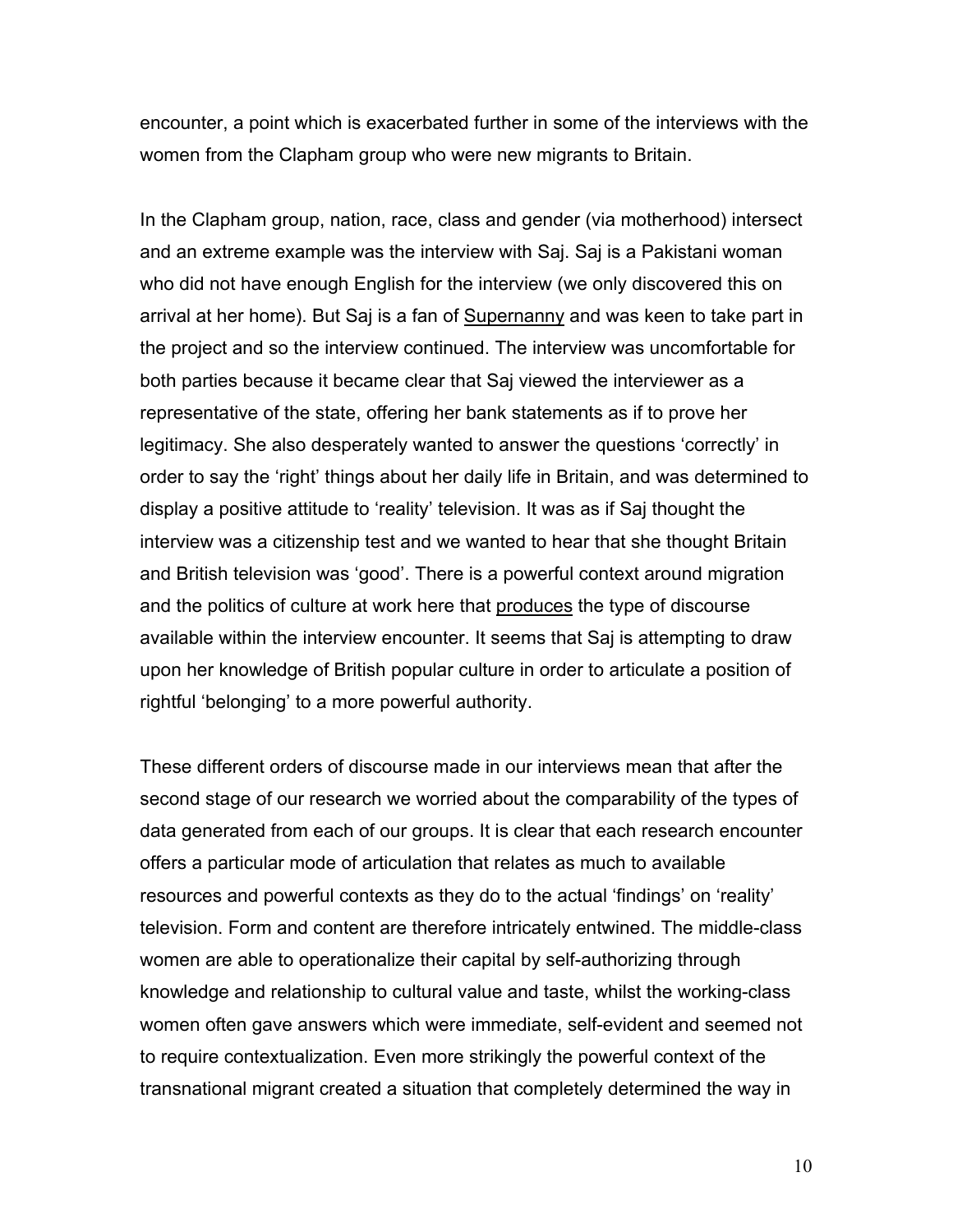encounter, a point which is exacerbated further in some of the interviews with the women from the Clapham group who were new migrants to Britain.

In the Clapham group, nation, race, class and gender (via motherhood) intersect and an extreme example was the interview with Saj. Saj is a Pakistani woman who did not have enough English for the interview (we only discovered this on arrival at her home). But Saj is a fan of <u>Supernanny</u> and was keen to take part in the project and so the interview continued. The interview was uncomfortable for both parties because it became clear that Saj viewed the interviewer as a representative of the state, offering her bank statements as if to prove her legitimacy. She also desperately wanted to answer the questions 'correctly' in order to say the 'right' things about her daily life in Britain, and was determined to display a positive attitude to 'reality' television. It was as if Saj thought the interview was a citizenship test and we wanted to hear that she thought Britain and British television was 'good'. There is a powerful context around migration and the politics of culture at work here that <u>produces</u> the type of discourse available within the interview encounter. It seems that Saj is attempting to draw upon her knowledge of British popular culture in order to articulate a position of rightful 'belonging' to a more powerful authority.

These different orders of discourse made in our interviews mean that after the second stage of our research we worried about the comparability of the types of data generated from each of our groups. It is clear that each research encounter offers a particular mode of articulation that relates as much to available resources and powerful contexts as they do to the actual 'findings' on 'reality' television. Form and content are therefore intricately entwined. The middle-class women are able to operationalize their capital by self-authorizing through knowledge and relationship to cultural value and taste, whilst the working-class women often gave answers which were immediate, self-evident and seemed not to require contextualization. Even more strikingly the powerful context of the transnational migrant created a situation that completely determined the way in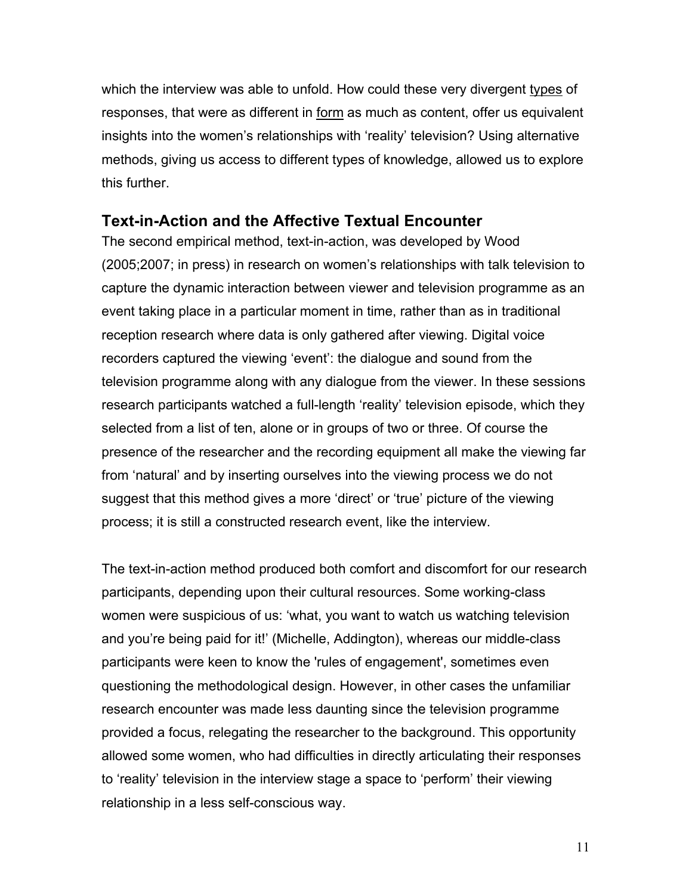which the interview was able to unfold. How could these very divergent types of responses, that were as different in form as much as content, offer us equivalent insights into the women's relationships with 'reality' television? Using alternative methods, giving us access to different types of knowledge, allowed us to explore this further.

## Text-in-Action and the Affective Textual Encounter

The second empirical method, text-in-action, was developed by Wood (2005;2007; in press) in research on women's relationships with talk television to capture the dynamic interaction between viewer and television programme as an event taking place in a particular moment in time, rather than as in traditional reception research where data is only gathered after viewing. Digital voice recorders captured the viewing 'event': the dialogue and sound from the television programme along with any dialogue from the viewer. In these sessions research participants watched a full-length 'reality' television episode, which they selected from a list of ten, alone or in groups of two or three. Of course the presence of the researcher and the recording equipment all make the viewing far from 'natural' and by inserting ourselves into the viewing process we do not suggest that this method gives a more 'direct' or 'true' picture of the viewing process; it is still a constructed research event, like the interview.

The text-in-action method produced both comfort and discomfort for our research participants, depending upon their cultural resources. Some working-class women were suspicious of us: 'what, you want to watch us watching television and you're being paid for it!' (Michelle, Addington), whereas our middle-class participants were keen to know the 'rules of engagement', sometimes even questioning the methodological design. However, in other cases the unfamiliar research encounter was made less daunting since the television programme provided a focus, relegating the researcher to the background. This opportunity allowed some women, who had difficulties in directly articulating their responses to 'reality' television in the interview stage a space to 'perform' their viewing relationship in a less self-conscious way.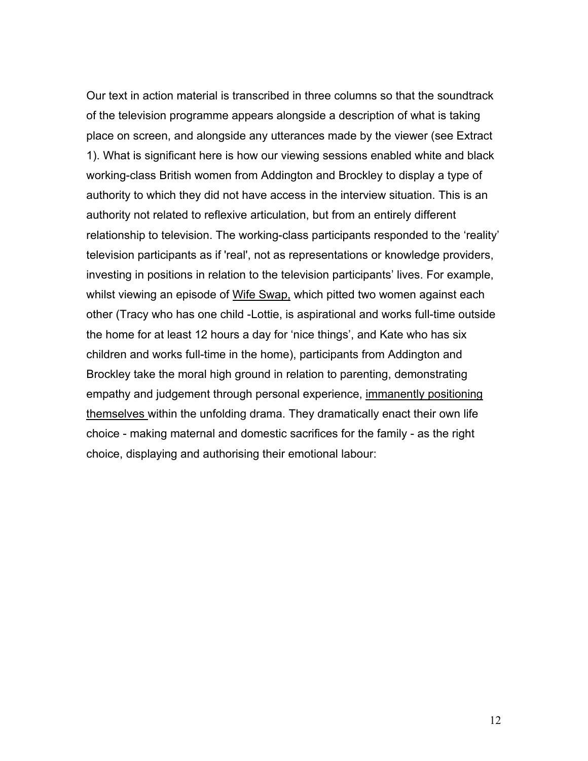Our text in action material is transcribed in three columns so that the soundtrack of the television programme appears alongside a description of what is taking place on screen, and alongside any utterances made by the viewer (see Extract 1). What is significant here is how our viewing sessions enabled white and black working-class British women from Addington and Brockley to display a type of authority to which they did not have access in the interview situation. This is an authority not related to reflexive articulation, but from an entirely different relationship to television. The working-class participants responded to the 'reality' television participants as if 'real', not as representations or knowledge providers, investing in positions in relation to the television participants' lives. For example, whilst viewing an episode of <u>Wife Swap,</u> which pitted two women against each other (Tracy who has one child -Lottie, is aspirational and works full-time outside the home for at least 12 hours a day for 'nice things', and Kate who has six children and works full-time in the home), participants from Addington and Brockley take the moral high ground in relation to parenting, demonstrating empathy and judgement through personal experience, <u>immanently positioning themselves</u> within the unfolding drama. They dramatically enact their own life choice - making maternal and domestic sacrifices for the family - as the right choice, displaying and authorising their emotional labour: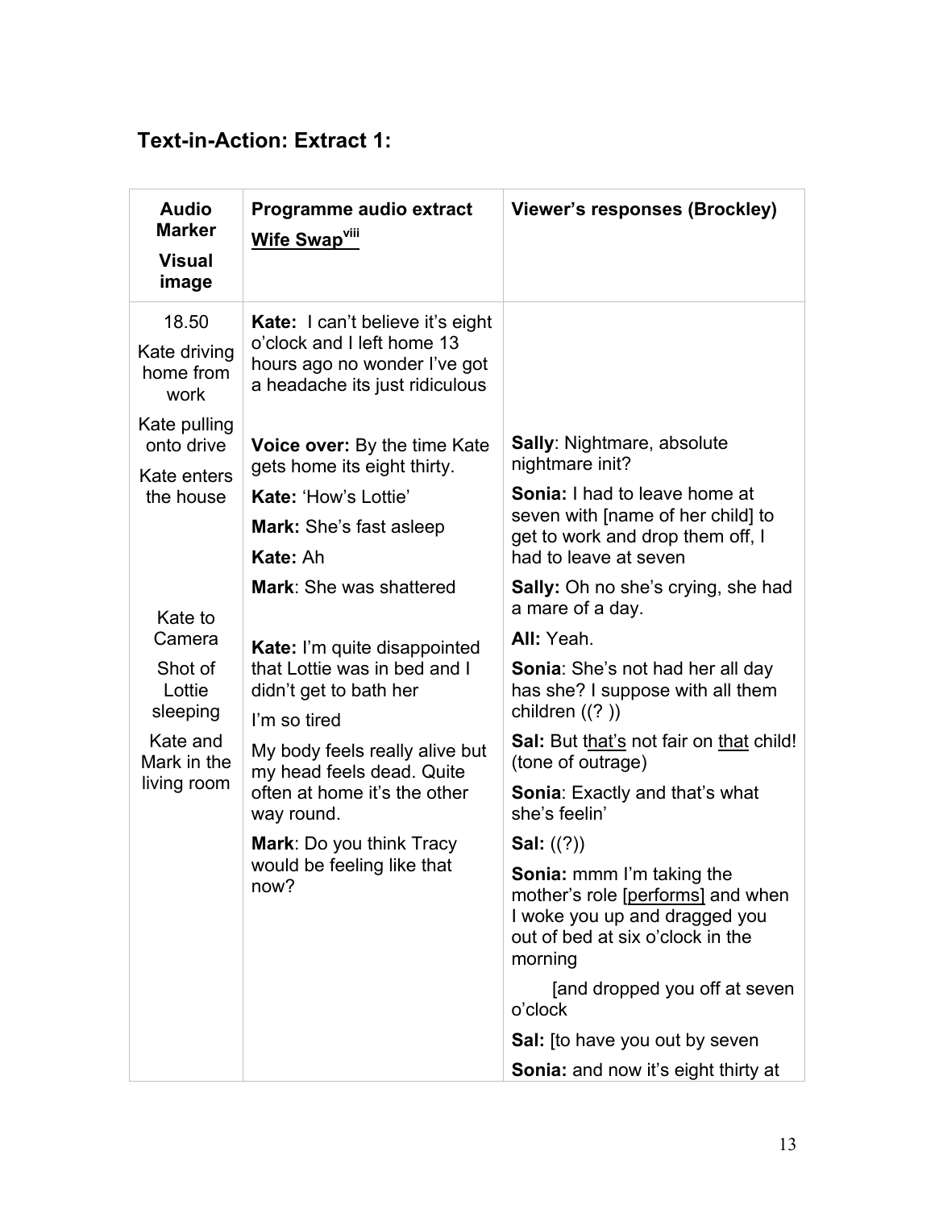## Text-in-Action: Extract 1:

| Audio Marker<br>Visual image | Programme audio extract<br>Wife Swap[viii] | Viewer's responses (Brockley) |
|---|---|---|
| 18.50<br>Kate driving home from work | **Kate:** I can't believe it's eight o'clock and I left home 13 hours ago no wonder I've got a headache its just ridiculous | |
| Kate pulling onto drive<br>Kate enters the house | **Voice over:** By the time Kate gets home its eight thirty.<br>**Kate:** 'How's Lottie'<br>**Mark:** She's fast asleep<br>**Kate:** Ah<br>**Mark**: She was shattered | **Sally**: Nightmare, absolute nightmare init?<br>**Sonia:** I had to leave home at seven with [name of her child] to get to work and drop them off, I had to leave at seven<br>**Sally:** Oh no she's crying, she had a mare of a day. |
| Kate to Camera<br>Shot of Lottie sleeping<br>Kate and Mark in the living room | **Kate:** I'm quite disappointed that Lottie was in bed and I didn't get to bath her<br>I'm so tired<br>My body feels really alive but my head feels dead. Quite often at home it's the other way round.<br>**Mark**: Do you think Tracy would be feeling like that now? | **All:** Yeah.<br>**Sonia**: She's not had her all day has she? I suppose with all them children ((? ))<br>**Sal:** But <u>that's</u> not fair on <u>that</u> child! (tone of outrage)<br>**Sonia**: Exactly and that's what she's feelin'<br>**Sal:** ((?))<br>**Sonia:** mmm I'm taking the mother's role [<u>performs</u>] and when I woke you up and dragged you out of bed at six o'clock in the morning<br>[and dropped you off at seven o'clock<br>**Sal:** [to have you out by seven<br>**Sonia:** and now it's eight thirty at |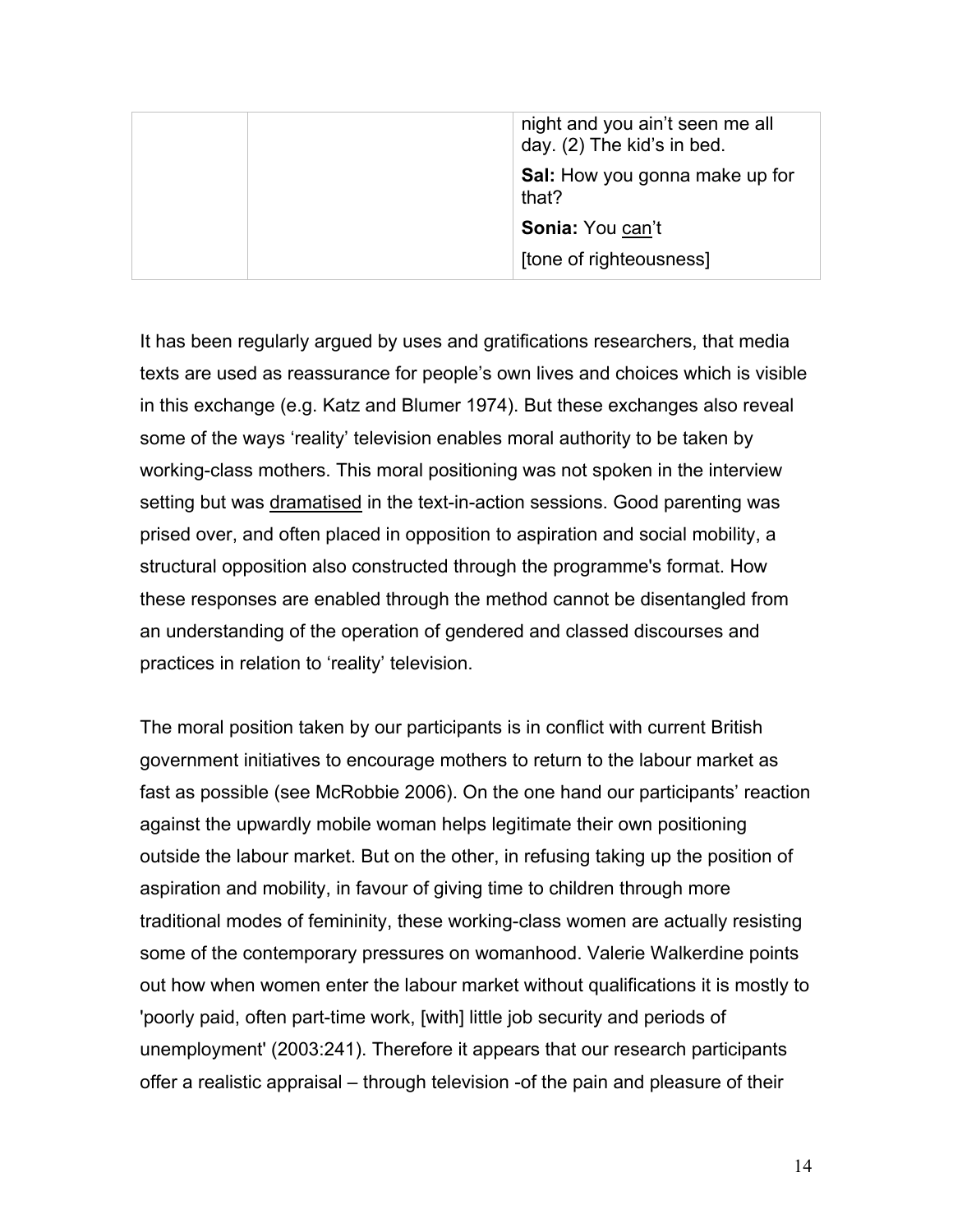| | | night and you ain't seen me all day. (2) The kid's in bed.<br>**Sal:** How you gonna make up for that?<br>**Sonia:** You <u>can</u>'t<br>[tone of righteousness] |
|---|---|---|

It has been regularly argued by uses and gratifications researchers, that media texts are used as reassurance for people's own lives and choices which is visible in this exchange (e.g. Katz and Blumer 1974). But these exchanges also reveal some of the ways 'reality' television enables moral authority to be taken by working-class mothers. This moral positioning was not spoken in the interview setting but was <u>dramatised</u> in the text-in-action sessions. Good parenting was prised over, and often placed in opposition to aspiration and social mobility, a structural opposition also constructed through the programme's format. How these responses are enabled through the method cannot be disentangled from an understanding of the operation of gendered and classed discourses and practices in relation to 'reality' television.

The moral position taken by our participants is in conflict with current British government initiatives to encourage mothers to return to the labour market as fast as possible (see McRobbie 2006). On the one hand our participants' reaction against the upwardly mobile woman helps legitimate their own positioning outside the labour market. But on the other, in refusing taking up the position of aspiration and mobility, in favour of giving time to children through more traditional modes of femininity, these working-class women are actually resisting some of the contemporary pressures on womanhood. Valerie Walkerdine points out how when women enter the labour market without qualifications it is mostly to 'poorly paid, often part-time work, [with] little job security and periods of unemployment' (2003:241). Therefore it appears that our research participants offer a realistic appraisal – through television -of the pain and pleasure of their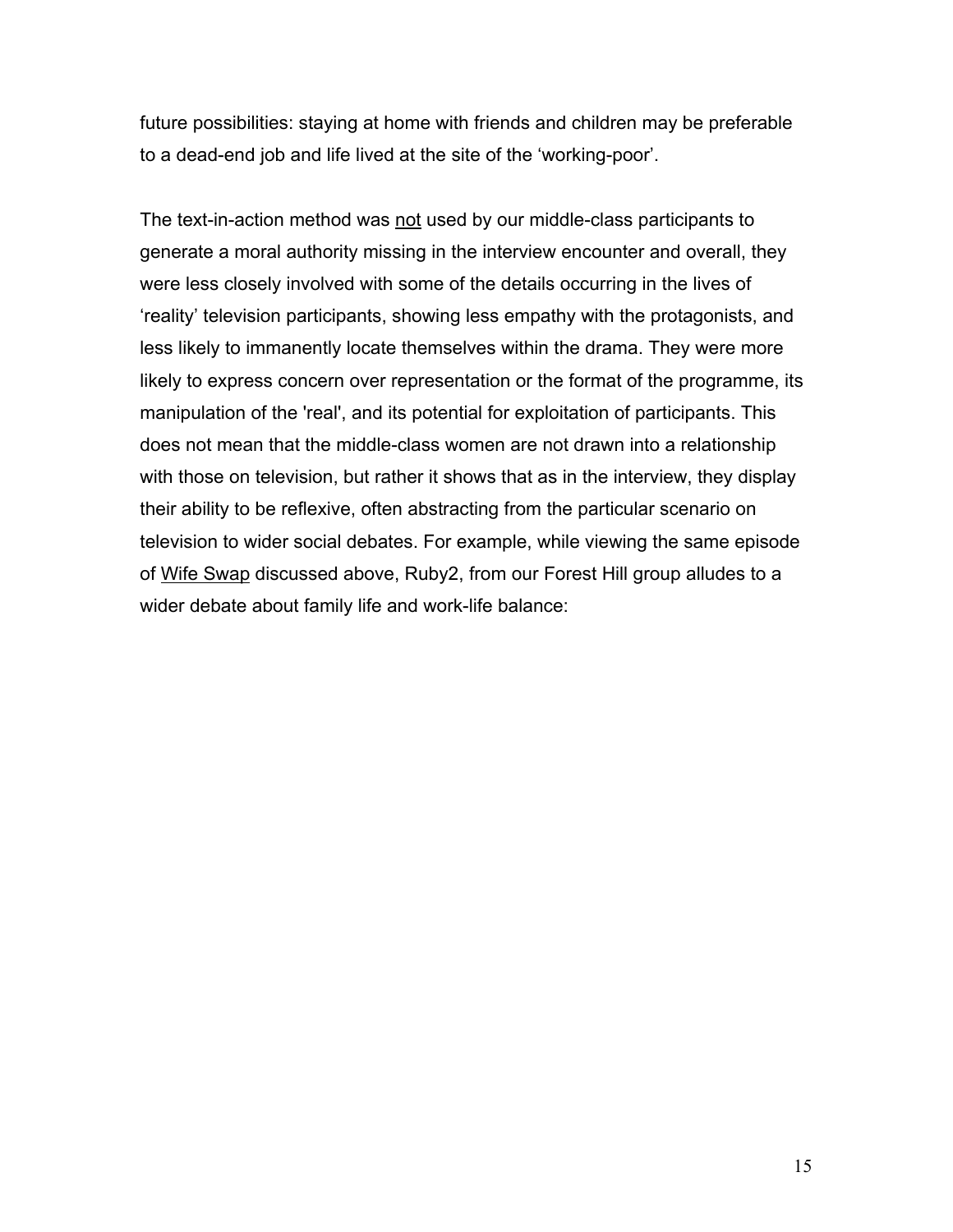future possibilities: staying at home with friends and children may be preferable to a dead-end job and life lived at the site of the 'working-poor'.

The text-in-action method was <u>not</u> used by our middle-class participants to generate a moral authority missing in the interview encounter and overall, they were less closely involved with some of the details occurring in the lives of 'reality' television participants, showing less empathy with the protagonists, and less likely to immanently locate themselves within the drama. They were more likely to express concern over representation or the format of the programme, its manipulation of the 'real', and its potential for exploitation of participants. This does not mean that the middle-class women are not drawn into a relationship with those on television, but rather it shows that as in the interview, they display their ability to be reflexive, often abstracting from the particular scenario on television to wider social debates. For example, while viewing the same episode of <u>Wife Swap</u> discussed above, Ruby2, from our Forest Hill group alludes to a wider debate about family life and work-life balance: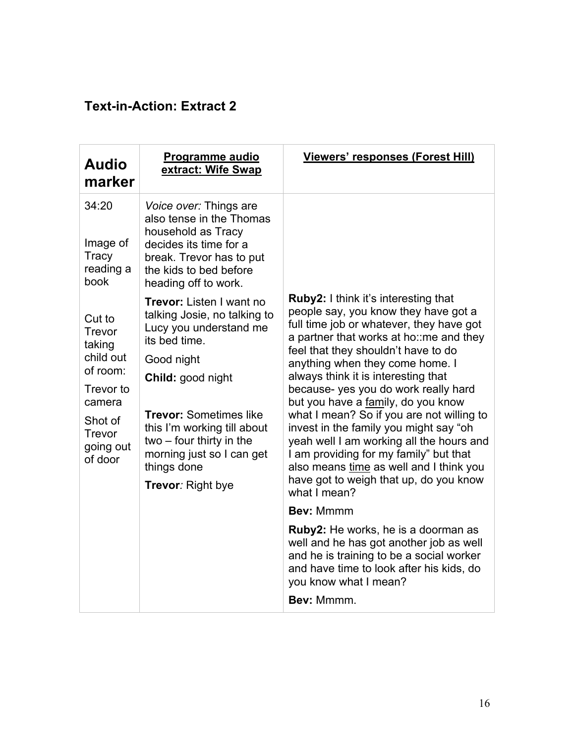## Text-in-Action: Extract 2

| Audio marker | Programme audio extract: Wife Swap | Viewers' responses (Forest Hill) |
|---|---|---|
| 34:20<br><br>Image of Tracy reading a book<br><br>Cut to Trevor taking child out of room:<br><br>Trevor to camera<br><br>Shot of Trevor going out of door | *Voice over:* Things are also tense in the Thomas household as Tracy decides its time for a break. Trevor has to put the kids to bed before heading off to work.<br><br>**Trevor:** Listen I want no talking Josie, no talking to Lucy you understand me its bed time.<br><br>Good night<br><br>**Child:** good night<br><br>**Trevor:** Sometimes like this I'm working till about two – four thirty in the morning just so I can get things done<br><br>**Trevor***:* Right bye | **Ruby2:** I think it's interesting that people say, you know they have got a full time job or whatever, they have got a partner that works at ho::me and they feel that they shouldn't have to do anything when they come home. I always think it is interesting that because- yes you do work really hard but you have a <u>fam</u>ily, do you know what I mean? So if you are not willing to invest in the family you might say "oh yeah well I am working all the hours and I am providing for my family" but that also means <u>time</u> as well and I think you have got to weigh that up, do you know what I mean?<br><br>**Bev:** Mmmm<br><br>**Ruby2:** He works, he is a doorman as well and he has got another job as well and he is training to be a social worker and have time to look after his kids, do you know what I mean?<br><br>**Bev:** Mmmm. |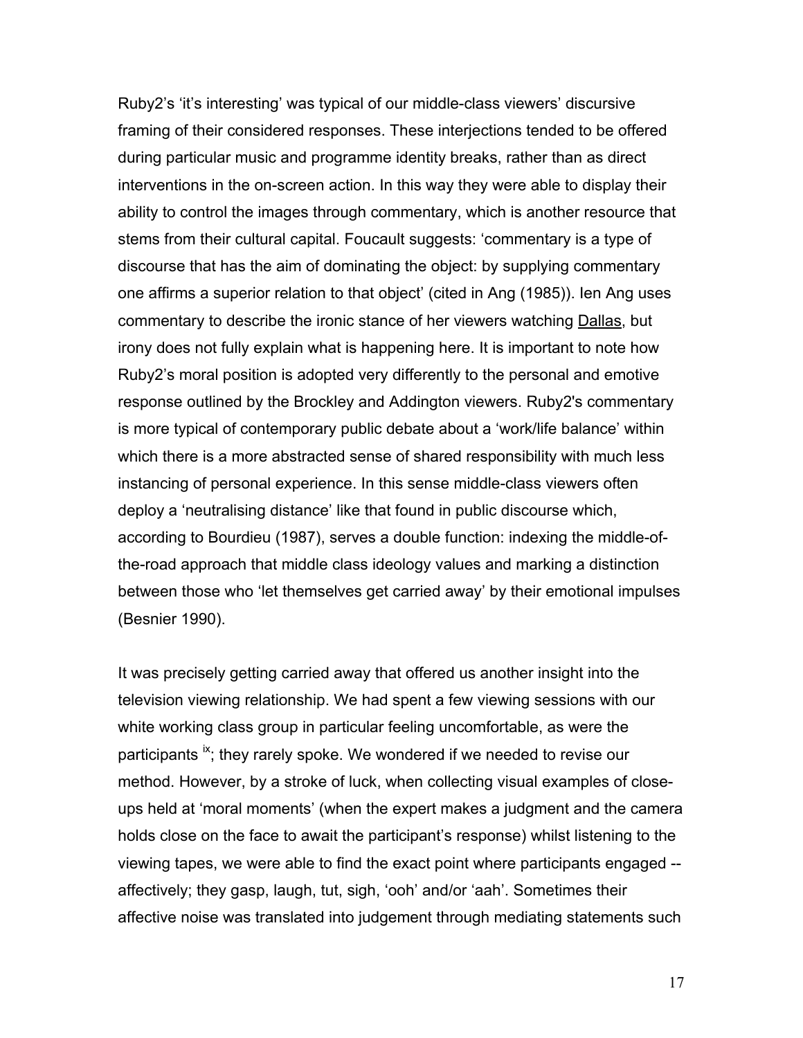Ruby2's 'it's interesting' was typical of our middle-class viewers' discursive framing of their considered responses. These interjections tended to be offered during particular music and programme identity breaks, rather than as direct interventions in the on-screen action. In this way they were able to display their ability to control the images through commentary, which is another resource that stems from their cultural capital. Foucault suggests: 'commentary is a type of discourse that has the aim of dominating the object: by supplying commentary one affirms a superior relation to that object' (cited in Ang (1985)). Ien Ang uses commentary to describe the ironic stance of her viewers watching Dallas, but irony does not fully explain what is happening here. It is important to note how Ruby2's moral position is adopted very differently to the personal and emotive response outlined by the Brockley and Addington viewers. Ruby2's commentary is more typical of contemporary public debate about a 'work/life balance' within which there is a more abstracted sense of shared responsibility with much less instancing of personal experience. In this sense middle-class viewers often deploy a 'neutralising distance' like that found in public discourse which, according to Bourdieu (1987), serves a double function: indexing the middle-of-the-road approach that middle class ideology values and marking a distinction between those who 'let themselves get carried away' by their emotional impulses (Besnier 1990).

It was precisely getting carried away that offered us another insight into the television viewing relationship. We had spent a few viewing sessions with our white working class group in particular feeling uncomfortable, as were the participants [ix]; they rarely spoke. We wondered if we needed to revise our method. However, by a stroke of luck, when collecting visual examples of close-ups held at 'moral moments' (when the expert makes a judgment and the camera holds close on the face to await the participant's response) whilst listening to the viewing tapes, we were able to find the exact point where participants engaged -- affectively; they gasp, laugh, tut, sigh, 'ooh' and/or 'aah'. Sometimes their affective noise was translated into judgement through mediating statements such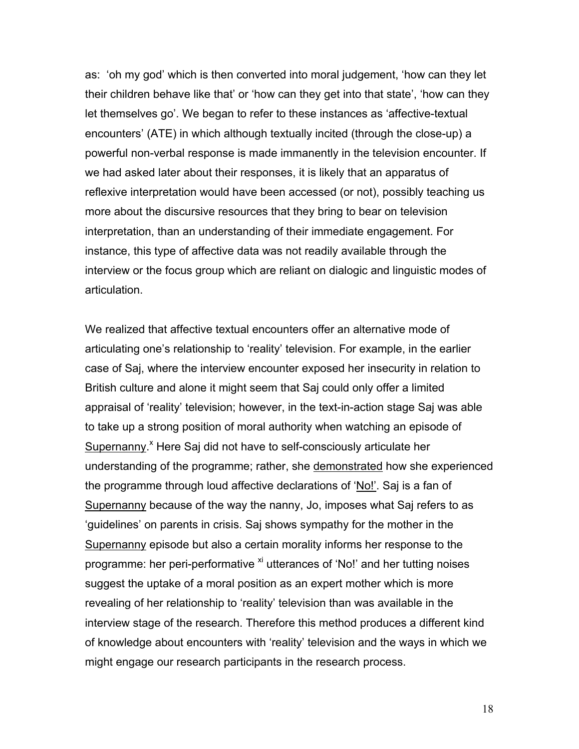as: 'oh my god' which is then converted into moral judgement, 'how can they let their children behave like that' or 'how can they get into that state', 'how can they let themselves go'. We began to refer to these instances as 'affective-textual encounters' (ATE) in which although textually incited (through the close-up) a powerful non-verbal response is made immanently in the television encounter. If we had asked later about their responses, it is likely that an apparatus of reflexive interpretation would have been accessed (or not), possibly teaching us more about the discursive resources that they bring to bear on television interpretation, than an understanding of their immediate engagement. For instance, this type of affective data was not readily available through the interview or the focus group which are reliant on dialogic and linguistic modes of articulation.

We realized that affective textual encounters offer an alternative mode of articulating one's relationship to 'reality' television. For example, in the earlier case of Saj, where the interview encounter exposed her insecurity in relation to British culture and alone it might seem that Saj could only offer a limited appraisal of 'reality' television; however, in the text-in-action stage Saj was able to take up a strong position of moral authority when watching an episode of Supernanny.[x] Here Saj did not have to self-consciously articulate her understanding of the programme; rather, she demonstrated how she experienced the programme through loud affective declarations of 'No!'. Saj is a fan of Supernanny because of the way the nanny, Jo, imposes what Saj refers to as 'guidelines' on parents in crisis. Saj shows sympathy for the mother in the Supernanny episode but also a certain morality informs her response to the programme: her peri-performative [xi] utterances of 'No!' and her tutting noises suggest the uptake of a moral position as an expert mother which is more revealing of her relationship to 'reality' television than was available in the interview stage of the research. Therefore this method produces a different kind of knowledge about encounters with 'reality' television and the ways in which we might engage our research participants in the research process.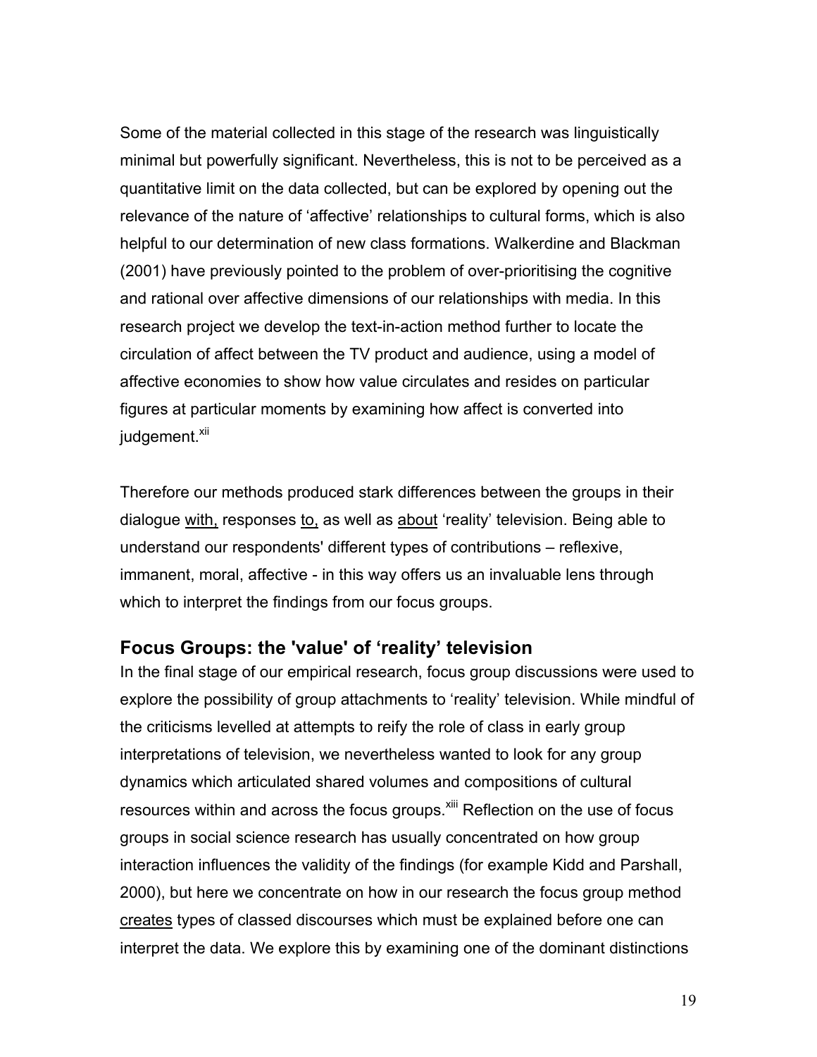Some of the material collected in this stage of the research was linguistically minimal but powerfully significant. Nevertheless, this is not to be perceived as a quantitative limit on the data collected, but can be explored by opening out the relevance of the nature of 'affective' relationships to cultural forms, which is also helpful to our determination of new class formations. Walkerdine and Blackman (2001) have previously pointed to the problem of over-prioritising the cognitive and rational over affective dimensions of our relationships with media. In this research project we develop the text-in-action method further to locate the circulation of affect between the TV product and audience, using a model of affective economies to show how value circulates and resides on particular figures at particular moments by examining how affect is converted into judgement.[xii]

Therefore our methods produced stark differences between the groups in their dialogue <u>with,</u> responses <u>to,</u> as well as <u>about</u> 'reality' television. Being able to understand our respondents' different types of contributions – reflexive, immanent, moral, affective - in this way offers us an invaluable lens through which to interpret the findings from our focus groups.

## Focus Groups: the 'value' of 'reality' television

In the final stage of our empirical research, focus group discussions were used to explore the possibility of group attachments to 'reality' television. While mindful of the criticisms levelled at attempts to reify the role of class in early group interpretations of television, we nevertheless wanted to look for any group dynamics which articulated shared volumes and compositions of cultural resources within and across the focus groups.[xiii] Reflection on the use of focus groups in social science research has usually concentrated on how group interaction influences the validity of the findings (for example Kidd and Parshall, 2000), but here we concentrate on how in our research the focus group method <u>creates</u> types of classed discourses which must be explained before one can interpret the data. We explore this by examining one of the dominant distinctions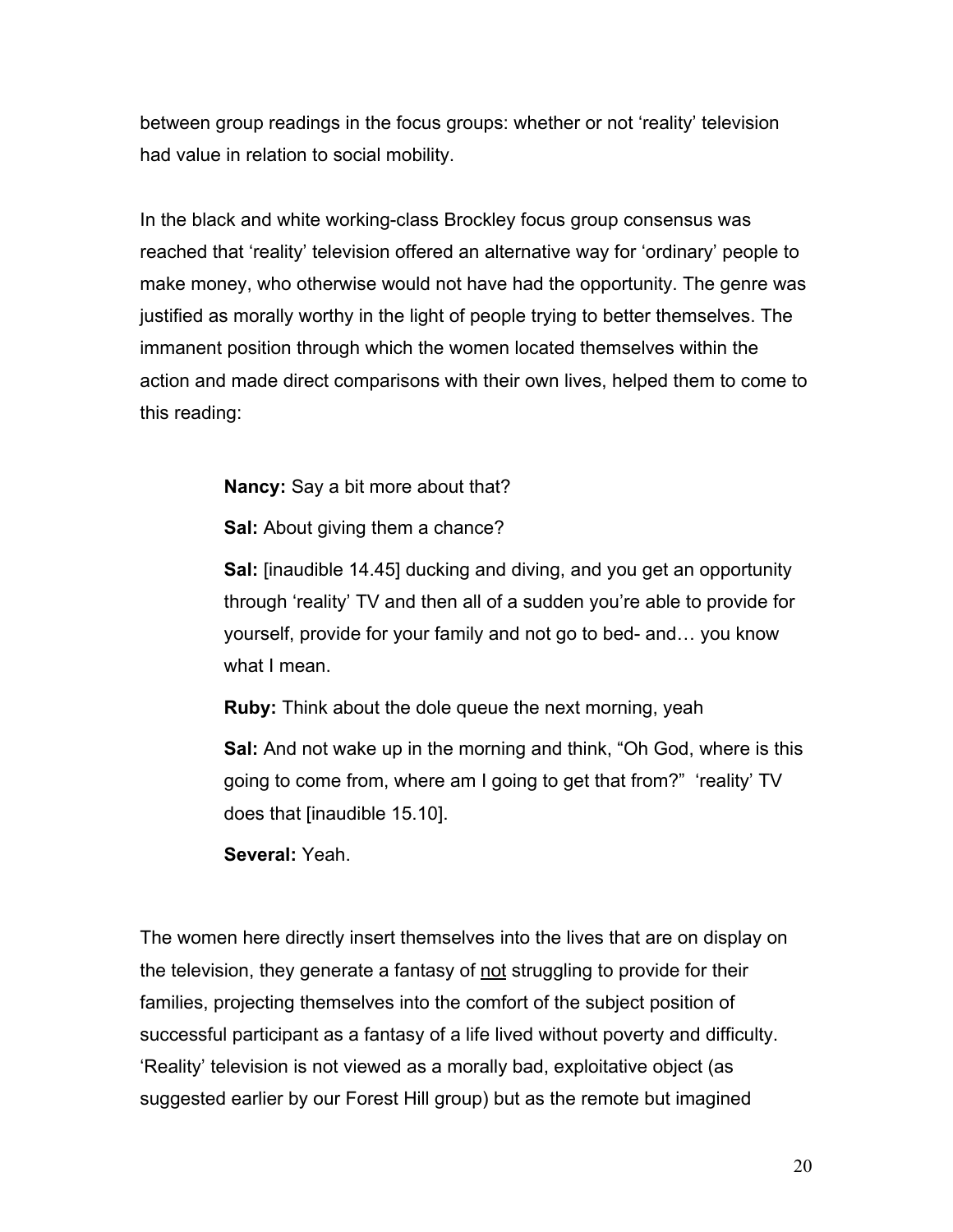between group readings in the focus groups: whether or not 'reality' television had value in relation to social mobility.

In the black and white working-class Brockley focus group consensus was reached that 'reality' television offered an alternative way for 'ordinary' people to make money, who otherwise would not have had the opportunity. The genre was justified as morally worthy in the light of people trying to better themselves. The immanent position through which the women located themselves within the action and made direct comparisons with their own lives, helped them to come to this reading:

> **Nancy:** Say a bit more about that?
>
> **Sal:** About giving them a chance?
>
> **Sal:** [inaudible 14.45] ducking and diving, and you get an opportunity through 'reality' TV and then all of a sudden you're able to provide for yourself, provide for your family and not go to bed- and… you know what I mean.
>
> **Ruby:** Think about the dole queue the next morning, yeah
>
> **Sal:** And not wake up in the morning and think, "Oh God, where is this going to come from, where am I going to get that from?" 'reality' TV does that [inaudible 15.10].
>
> **Several:** Yeah.

The women here directly insert themselves into the lives that are on display on the television, they generate a fantasy of <u>not</u> struggling to provide for their families, projecting themselves into the comfort of the subject position of successful participant as a fantasy of a life lived without poverty and difficulty. 'Reality' television is not viewed as a morally bad, exploitative object (as suggested earlier by our Forest Hill group) but as the remote but imagined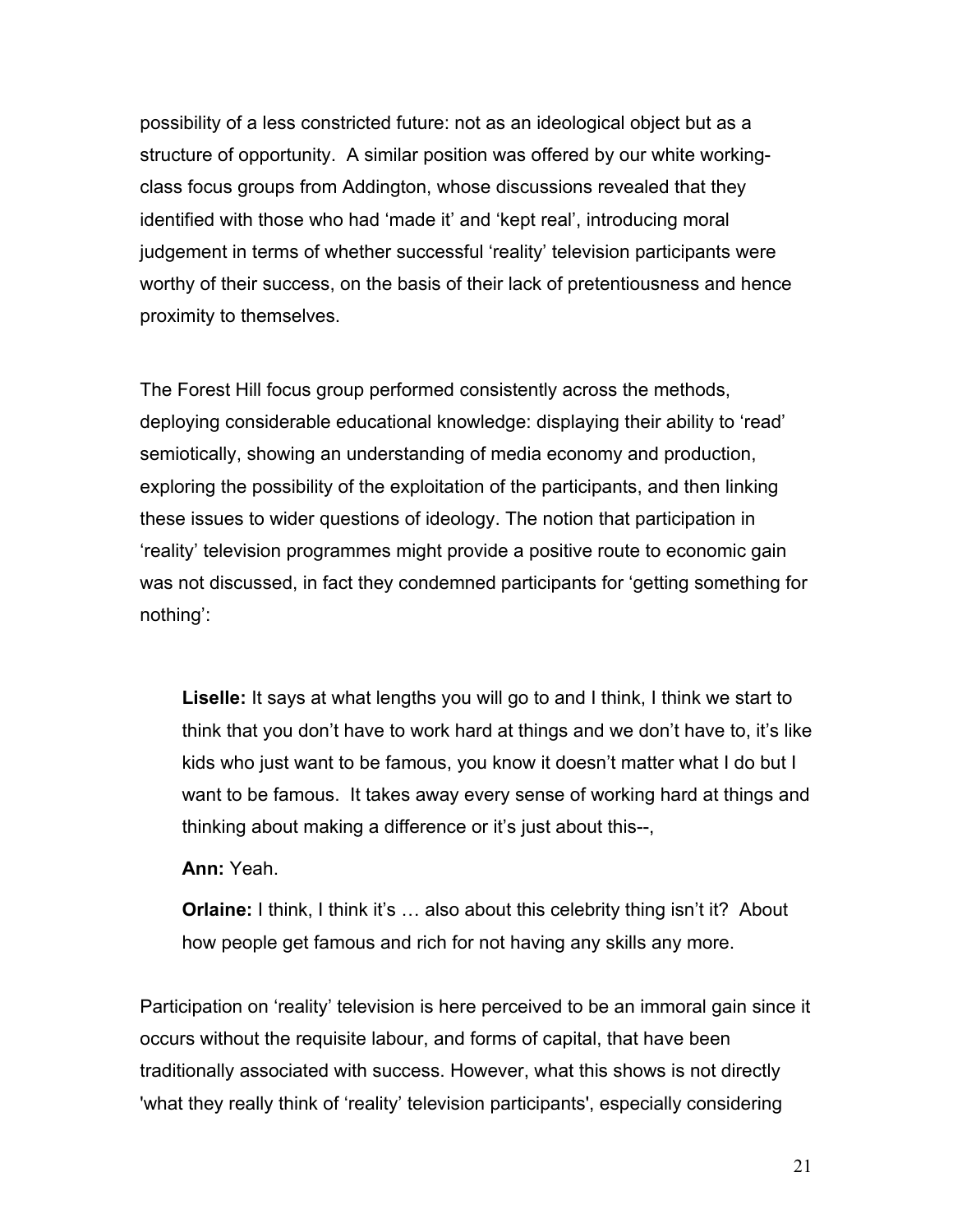possibility of a less constricted future: not as an ideological object but as a structure of opportunity. A similar position was offered by our white working-class focus groups from Addington, whose discussions revealed that they identified with those who had 'made it' and 'kept real', introducing moral judgement in terms of whether successful 'reality' television participants were worthy of their success, on the basis of their lack of pretentiousness and hence proximity to themselves.

The Forest Hill focus group performed consistently across the methods, deploying considerable educational knowledge: displaying their ability to 'read' semiotically, showing an understanding of media economy and production, exploring the possibility of the exploitation of the participants, and then linking these issues to wider questions of ideology. The notion that participation in 'reality' television programmes might provide a positive route to economic gain was not discussed, in fact they condemned participants for 'getting something for nothing':

> **Liselle:** It says at what lengths you will go to and I think, I think we start to think that you don't have to work hard at things and we don't have to, it's like kids who just want to be famous, you know it doesn't matter what I do but I want to be famous. It takes away every sense of working hard at things and thinking about making a difference or it's just about this--,
>
> **Ann:** Yeah.
>
> **Orlaine:** I think, I think it's … also about this celebrity thing isn't it? About how people get famous and rich for not having any skills any more.

Participation on 'reality' television is here perceived to be an immoral gain since it occurs without the requisite labour, and forms of capital, that have been traditionally associated with success. However, what this shows is not directly 'what they really think of 'reality' television participants', especially considering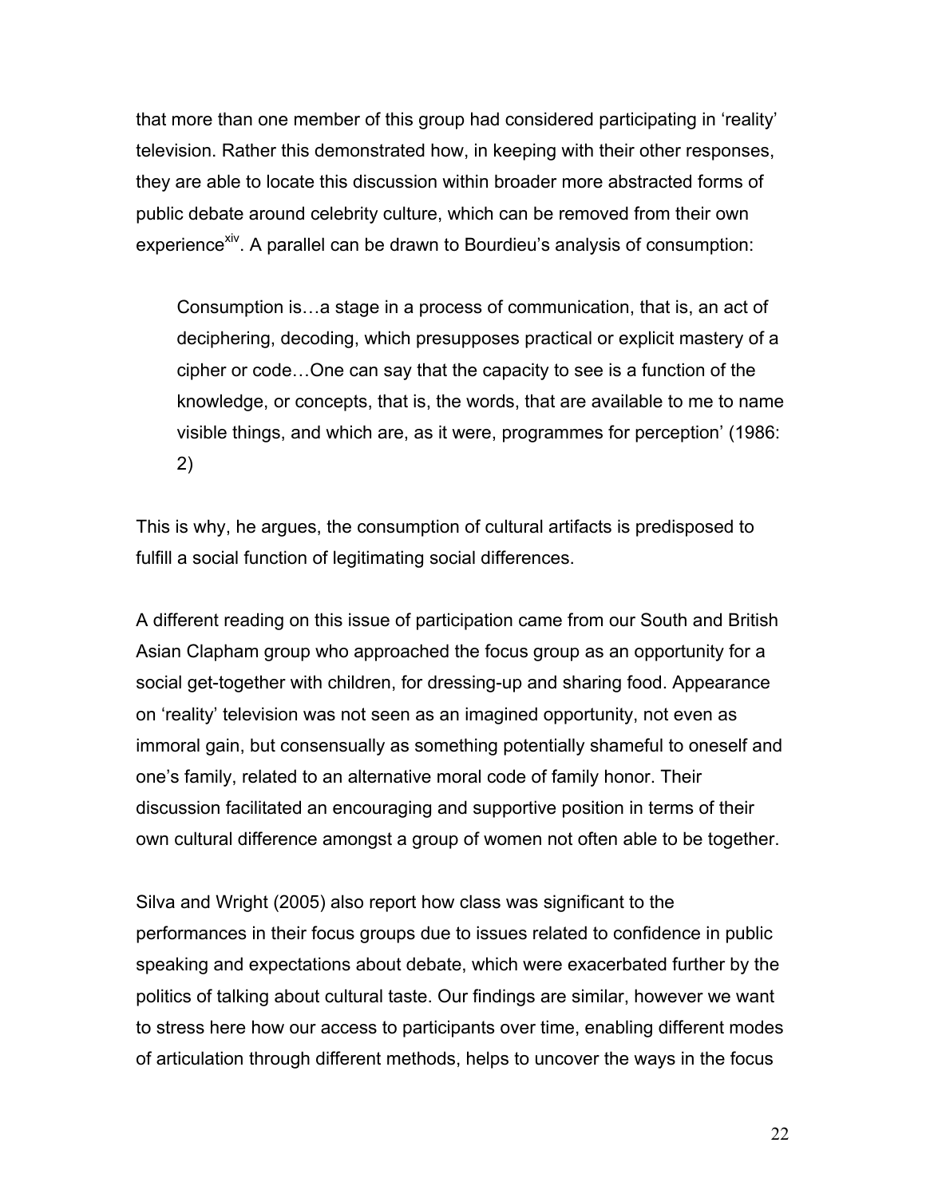that more than one member of this group had considered participating in 'reality' television. Rather this demonstrated how, in keeping with their other responses, they are able to locate this discussion within broader more abstracted forms of public debate around celebrity culture, which can be removed from their own experience[xiv]. A parallel can be drawn to Bourdieu's analysis of consumption:

> Consumption is…a stage in a process of communication, that is, an act of deciphering, decoding, which presupposes practical or explicit mastery of a cipher or code…One can say that the capacity to see is a function of the knowledge, or concepts, that is, the words, that are available to me to name visible things, and which are, as it were, programmes for perception' (1986: 2)

This is why, he argues, the consumption of cultural artifacts is predisposed to fulfill a social function of legitimating social differences.

A different reading on this issue of participation came from our South and British Asian Clapham group who approached the focus group as an opportunity for a social get-together with children, for dressing-up and sharing food. Appearance on 'reality' television was not seen as an imagined opportunity, not even as immoral gain, but consensually as something potentially shameful to oneself and one's family, related to an alternative moral code of family honor. Their discussion facilitated an encouraging and supportive position in terms of their own cultural difference amongst a group of women not often able to be together.

Silva and Wright (2005) also report how class was significant to the performances in their focus groups due to issues related to confidence in public speaking and expectations about debate, which were exacerbated further by the politics of talking about cultural taste. Our findings are similar, however we want to stress here how our access to participants over time, enabling different modes of articulation through different methods, helps to uncover the ways in the focus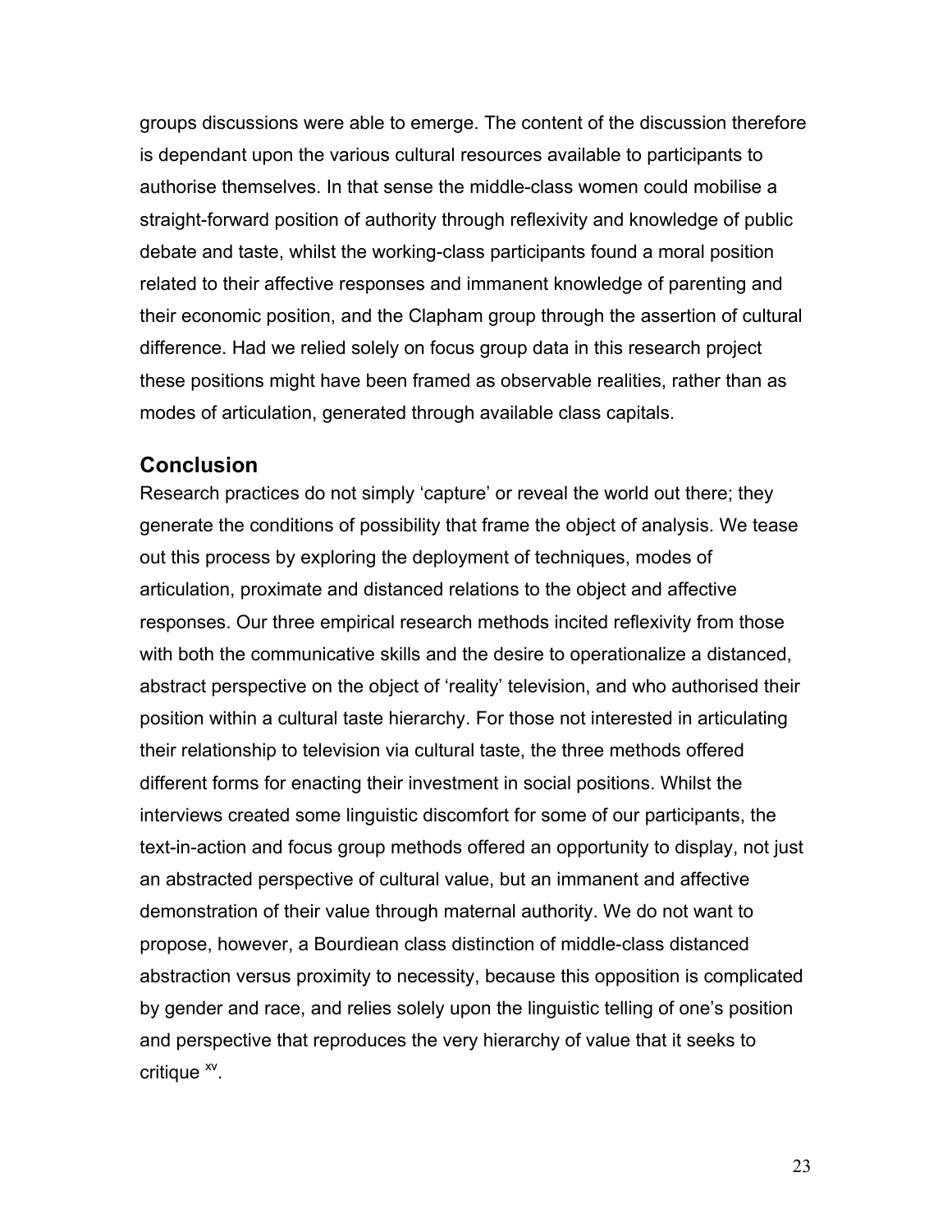groups discussions were able to emerge. The content of the discussion therefore is dependant upon the various cultural resources available to participants to authorise themselves. In that sense the middle-class women could mobilise a straight-forward position of authority through reflexivity and knowledge of public debate and taste, whilst the working-class participants found a moral position related to their affective responses and immanent knowledge of parenting and their economic position, and the Clapham group through the assertion of cultural difference. Had we relied solely on focus group data in this research project these positions might have been framed as observable realities, rather than as modes of articulation, generated through available class capitals.

## Conclusion

Research practices do not simply 'capture' or reveal the world out there; they generate the conditions of possibility that frame the object of analysis. We tease out this process by exploring the deployment of techniques, modes of articulation, proximate and distanced relations to the object and affective responses. Our three empirical research methods incited reflexivity from those with both the communicative skills and the desire to operationalize a distanced, abstract perspective on the object of 'reality' television, and who authorised their position within a cultural taste hierarchy. For those not interested in articulating their relationship to television via cultural taste, the three methods offered different forms for enacting their investment in social positions. Whilst the interviews created some linguistic discomfort for some of our participants, the text-in-action and focus group methods offered an opportunity to display, not just an abstracted perspective of cultural value, but an immanent and affective demonstration of their value through maternal authority. We do not want to propose, however, a Bourdieanclass distinction of middle-class distanced abstraction versus proximity to necessity, because this opposition is complicated by gender and race, and relies solely upon the linguistic telling of one's position and perspective that reproduces the very hierarchy of value that it seeks to critique [xv].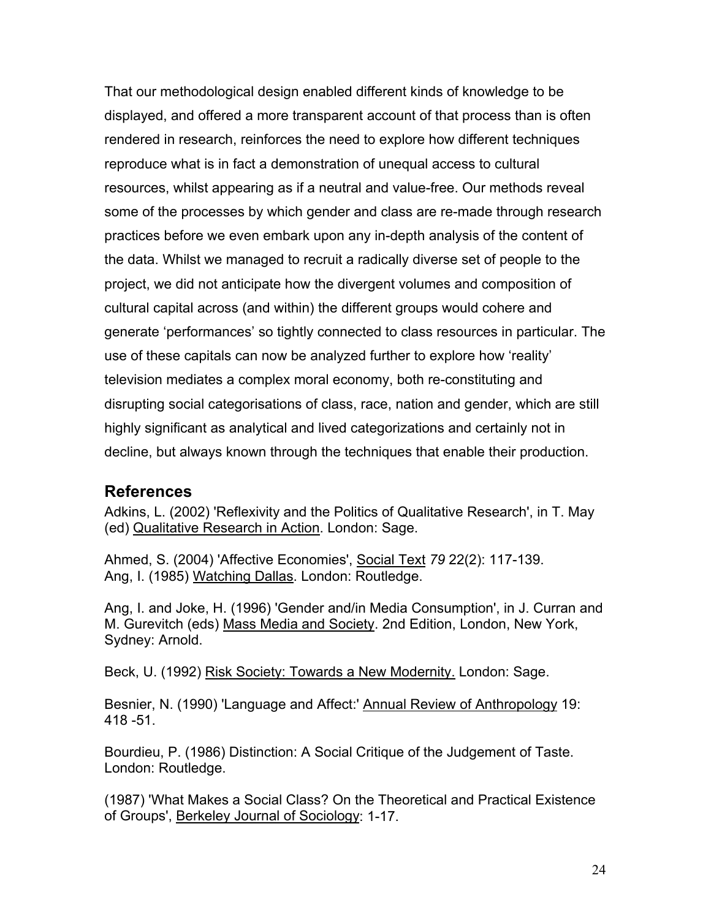That our methodological design enabled different kinds of knowledge to be displayed, and offered a more transparent account of that process than is often rendered in research, reinforces the need to explore how different techniques reproduce what is in fact a demonstration of unequal access to cultural resources, whilst appearing as if a neutral and value-free. Our methods reveal some of the processes by which gender and class are re-made through research practices before we even embark upon any in-depth analysis of the content of the data. Whilst we managed to recruit a radically diverse set of people to the project, we did not anticipate how the divergent volumes and composition of cultural capital across (and within) the different groups would cohere and generate 'performances' so tightly connected to class resources in particular. The use of these capitals can now be analyzed further to explore how 'reality' television mediates a complex moral economy, both re-constituting and disrupting social categorisations of class, race, nation and gender, which are still highly significant as analytical and lived categorizations and certainly not in decline, but always known through the techniques that enable their production.

## References

Adkins, L. (2002) 'Reflexivity and the Politics of Qualitative Research', in T. May (ed) Qualitative Research in Action. London: Sage.

Ahmed, S. (2004) 'Affective Economies', Social Text *79* 22(2): 117-139.
Ang, I. (1985) Watching Dallas. London: Routledge.

Ang, I. and Joke, H. (1996) 'Gender and/in Media Consumption', in J. Curran and M. Gurevitch (eds) Mass Media and Society. 2nd Edition, London, New York, Sydney: Arnold.

Beck, U. (1992) Risk Society: Towards a New Modernity. London: Sage.

Besnier, N. (1990) 'Language and Affect:' Annual Review of Anthropology 19: 418 -51.

Bourdieu, P. (1986) Distinction: A Social Critique of the Judgement of Taste. London: Routledge.

(1987) 'What Makes a Social Class? On the Theoretical and Practical Existence of Groups', Berkeley Journal of Sociology: 1-17.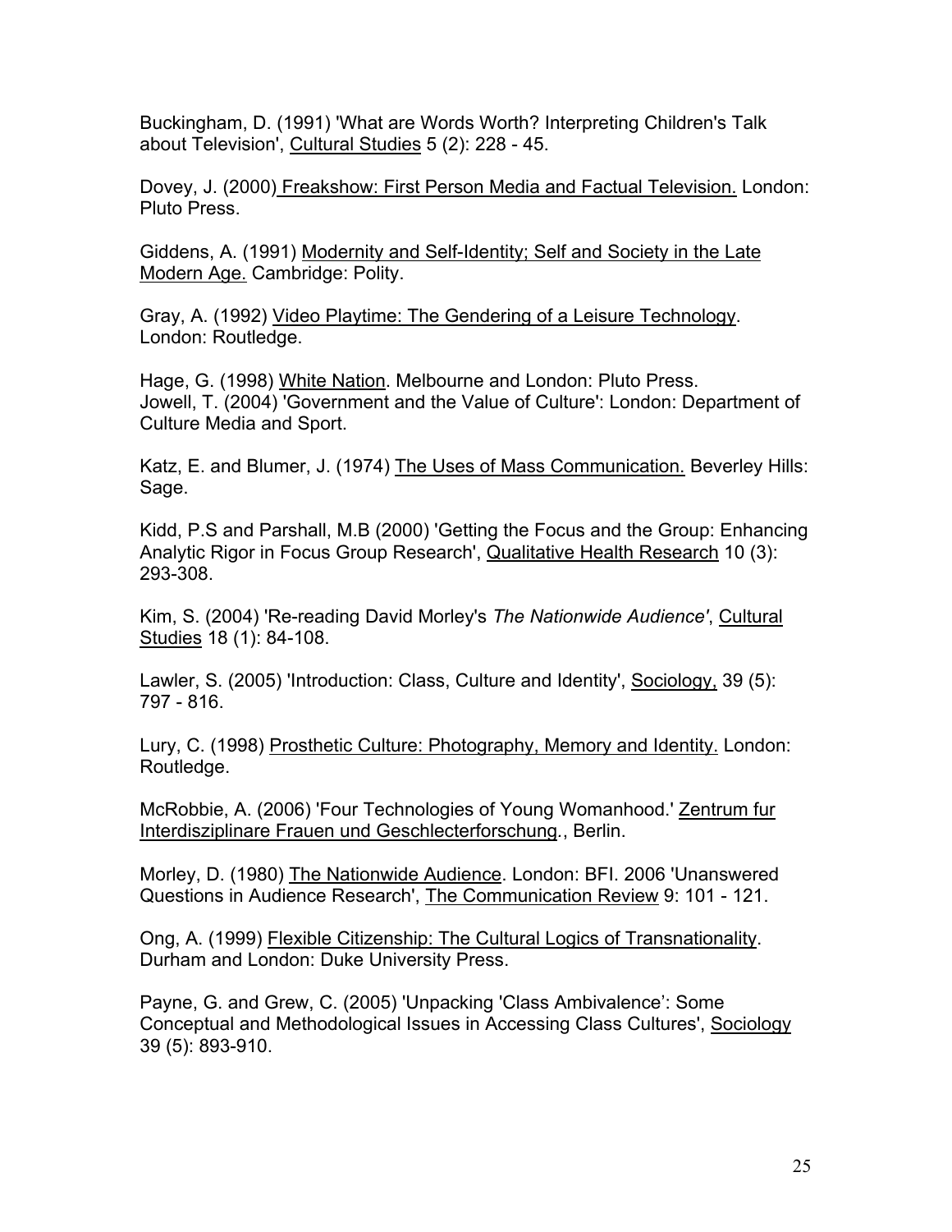Buckingham, D. (1991) 'What are Words Worth? Interpreting Children's Talk about Television', Cultural Studies 5 (2): 228 - 45.

Dovey, J. (2000) Freakshow: First Person Media and Factual Television. London: Pluto Press.

Giddens, A. (1991) Modernity and Self-Identity; Self and Society in the Late Modern Age. Cambridge: Polity.

Gray, A. (1992) Video Playtime: The Gendering of a Leisure Technology. London: Routledge.

Hage, G. (1998) White Nation. Melbourne and London: Pluto Press.
Jowell, T. (2004) 'Government and the Value of Culture': London: Department of Culture Media and Sport.

Katz, E. and Blumer, J. (1974) The Uses of Mass Communication. Beverley Hills: Sage.

Kidd, P.S and Parshall, M.B (2000) 'Getting the Focus and the Group: Enhancing Analytic Rigor in Focus Group Research', Qualitative Health Research 10 (3): 293-308.

Kim, S. (2004) 'Re-reading David Morley's *The Nationwide Audience'*, Cultural Studies 18 (1): 84-108.

Lawler, S. (2005) 'Introduction: Class, Culture and Identity', Sociology, 39 (5): 797 - 816.

Lury, C. (1998) Prosthetic Culture: Photography, Memory and Identity. London: Routledge.

McRobbie, A. (2006) 'Four Technologies of Young Womanhood.' Zentrum fur Interdisziplinare Frauen und Geschlecterforschung., Berlin.

Morley, D. (1980) The Nationwide Audience. London: BFI. 2006 'Unanswered Questions in Audience Research', The Communication Review 9: 101 - 121.

Ong, A. (1999) Flexible Citizenship: The Cultural Logics of Transnationality. Durham and London: Duke University Press.

Payne, G. and Grew, C. (2005) 'Unpacking 'Class Ambivalence': Some Conceptual and Methodological Issues in Accessing Class Cultures', Sociology 39 (5): 893-910.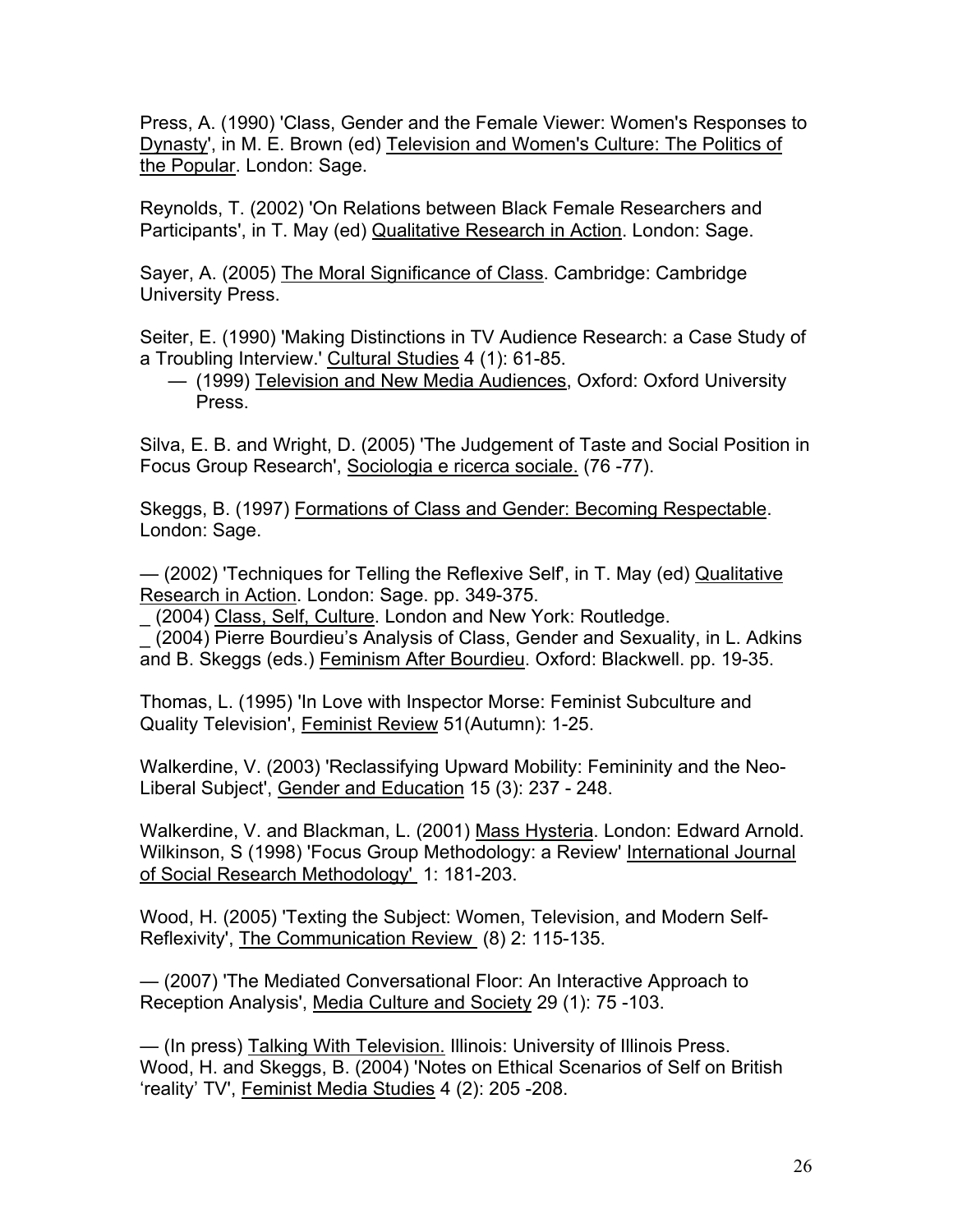Press, A. (1990) 'Class, Gender and the Female Viewer: Women's Responses to Dynasty', in M. E. Brown (ed) Television and Women's Culture: The Politics of the Popular. London: Sage.

Reynolds, T. (2002) 'On Relations between Black Female Researchers and Participants', in T. May (ed) Qualitative Research in Action. London: Sage.

Sayer, A. (2005) The Moral Significance of Class. Cambridge: Cambridge University Press.

Seiter, E. (1990) 'Making Distinctions in TV Audience Research: a Case Study of a Troubling Interview.' Cultural Studies 4 (1): 61-85.

— (1999) Television and New Media Audiences, Oxford: Oxford University Press.

Silva, E. B. and Wright, D. (2005) 'The Judgement of Taste and Social Position in Focus Group Research', Sociologia e ricerca sociale. (76 -77).

Skeggs, B. (1997) Formations of Class and Gender: Becoming Respectable. London: Sage.

— (2002) 'Techniques for Telling the Reflexive Self', in T. May (ed) Qualitative Research in Action. London: Sage. pp. 349-375.
_ (2004) Class, Self, Culture. London and New York: Routledge.
_ (2004) Pierre Bourdieu's Analysis of Class, Gender and Sexuality, in L. Adkins and B. Skeggs (eds.) Feminism After Bourdieu. Oxford: Blackwell. pp. 19-35.

Thomas, L. (1995) 'In Love with Inspector Morse: Feminist Subculture and Quality Television', Feminist Review 51(Autumn): 1-25.

Walkerdine, V. (2003) 'Reclassifying Upward Mobility: Femininity and the Neo-Liberal Subject', Gender and Education 15 (3): 237 - 248.

Walkerdine, V. and Blackman, L. (2001) Mass Hysteria. London: Edward Arnold.
Wilkinson, S (1998) 'Focus Group Methodology: a Review' International Journal of Social Research Methodology' 1: 181-203.

Wood, H. (2005) 'Texting the Subject: Women, Television, and Modern Self-Reflexivity', The Communication Review (8) 2: 115-135.

— (2007) 'The Mediated Conversational Floor: An Interactive Approach to Reception Analysis', Media Culture and Society 29 (1): 75 -103.

— (In press) Talking With Television. Illinois: University of Illinois Press.
Wood, H. and Skeggs, B. (2004) 'Notes on Ethical Scenarios of Self on British 'reality' TV', Feminist Media Studies 4 (2): 205 -208.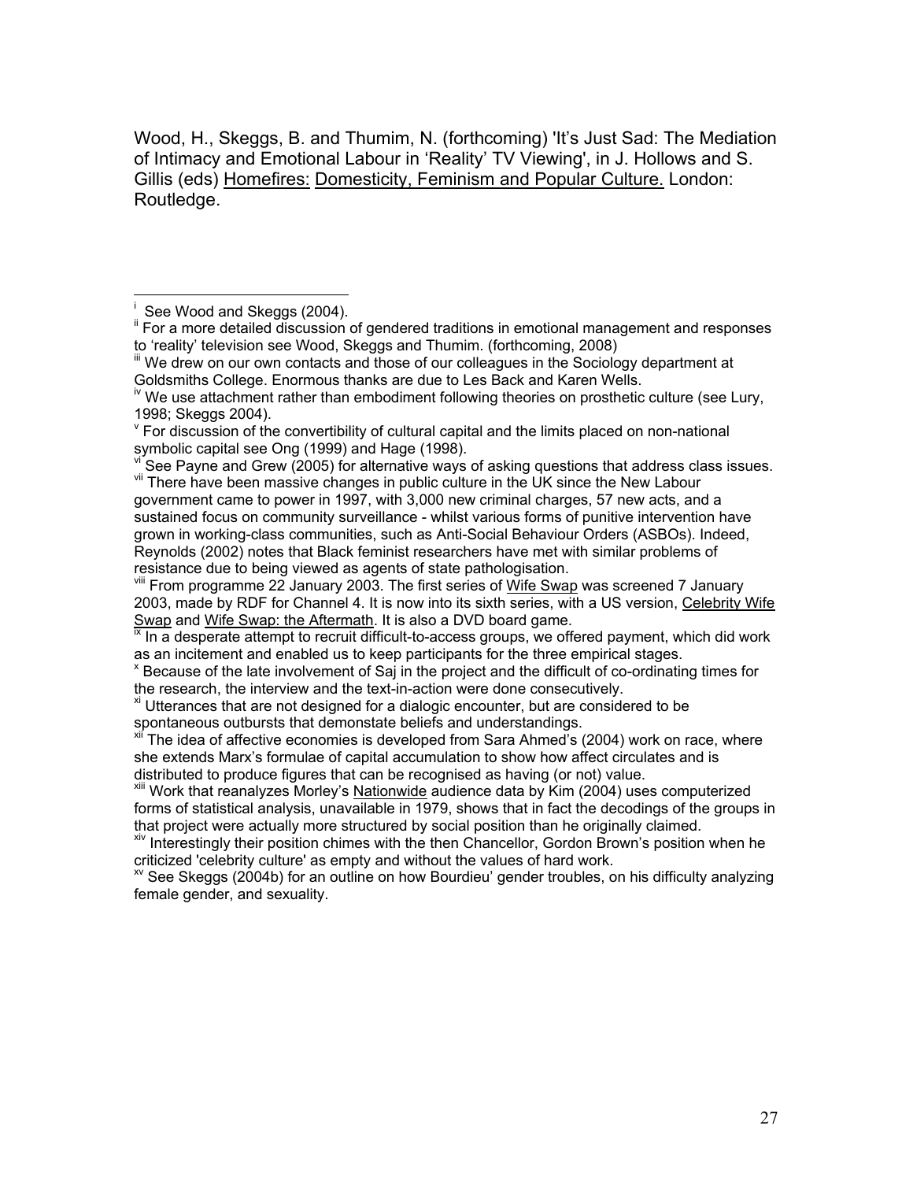Wood, H., Skeggs, B. and Thumim, N. (forthcoming) 'It's Just Sad: The Mediation of Intimacy and Emotional Labour in 'Reality' TV Viewing', in J. Hollows and S. Gillis (eds) Homefires: Domesticity, Feminism and Popular Culture. London: Routledge.

---

[i] See Wood and Skeggs (2004).

[ii] For a more detailed discussion of gendered traditions in emotional management and responses to 'reality' television see Wood, Skeggs and Thumim. (forthcoming, 2008)

[iii] We drew on our own contacts and those of our colleagues in the Sociology department at Goldsmiths College. Enormous thanks are due to Les Back and Karen Wells.

[iv] We use attachment rather than embodiment following theories on prosthetic culture (see Lury, 1998; Skeggs 2004).

[v] For discussion of the convertibility of cultural capital and the limits placed on non-national symbolic capital see Ong (1999) and Hage (1998).

[vi] See Payne and Grew (2005) for alternative ways of asking questions that address class issues.

[vii] There have been massive changes in public culture in the UK since the New Labour government came to power in 1997, with 3,000 new criminal charges, 57 new acts, and a sustained focus on community surveillance - whilst various forms of punitive intervention have grown in working-class communities, such as Anti-Social Behaviour Orders (ASBOs). Indeed, Reynolds (2002) notes that Black feminist researchers have met with similar problems of resistance due to being viewed as agents of state pathologisation.

[viii] From programme 22 January 2003. The first series of Wife Swap was screened 7 January 2003, made by RDF for Channel 4. It is now into its sixth series, with a US version, Celebrity Wife Swap and Wife Swap: the Aftermath. It is also a DVD board game.

[ix] In a desperate attempt to recruit difficult-to-access groups, we offered payment, which did work as an incitement and enabled us to keep participants for the three empirical stages.

[x] Because of the late involvement of Saj in the project and the difficult of co-ordinating times for the research, the interview and the text-in-action were done consecutively.

[xi] Utterances that are not designed for a dialogic encounter, but are considered to be spontaneous outbursts that demonstate beliefs and understandings.

[xii] The idea of affective economies is developed from Sara Ahmed's (2004) work on race, where she extends Marx's formulae of capital accumulation to show how affect circulates and is distributed to produce figures that can be recognised as having (or not) value.

[xiii] Work that reanalyzes Morley's Nationwide audience data by Kim (2004) uses computerized forms of statistical analysis, unavailable in 1979, shows that in fact the decodings of the groups in that project were actually more structured by social position than he originally claimed.

[xiv] Interestingly their position chimes with the then Chancellor, Gordon Brown's position when he criticized 'celebrity culture' as empty and without the values of hard work.

[xv] See Skeggs (2004b) for an outline on how Bourdieu' gender troubles, on his difficulty analyzing female gender, and sexuality.